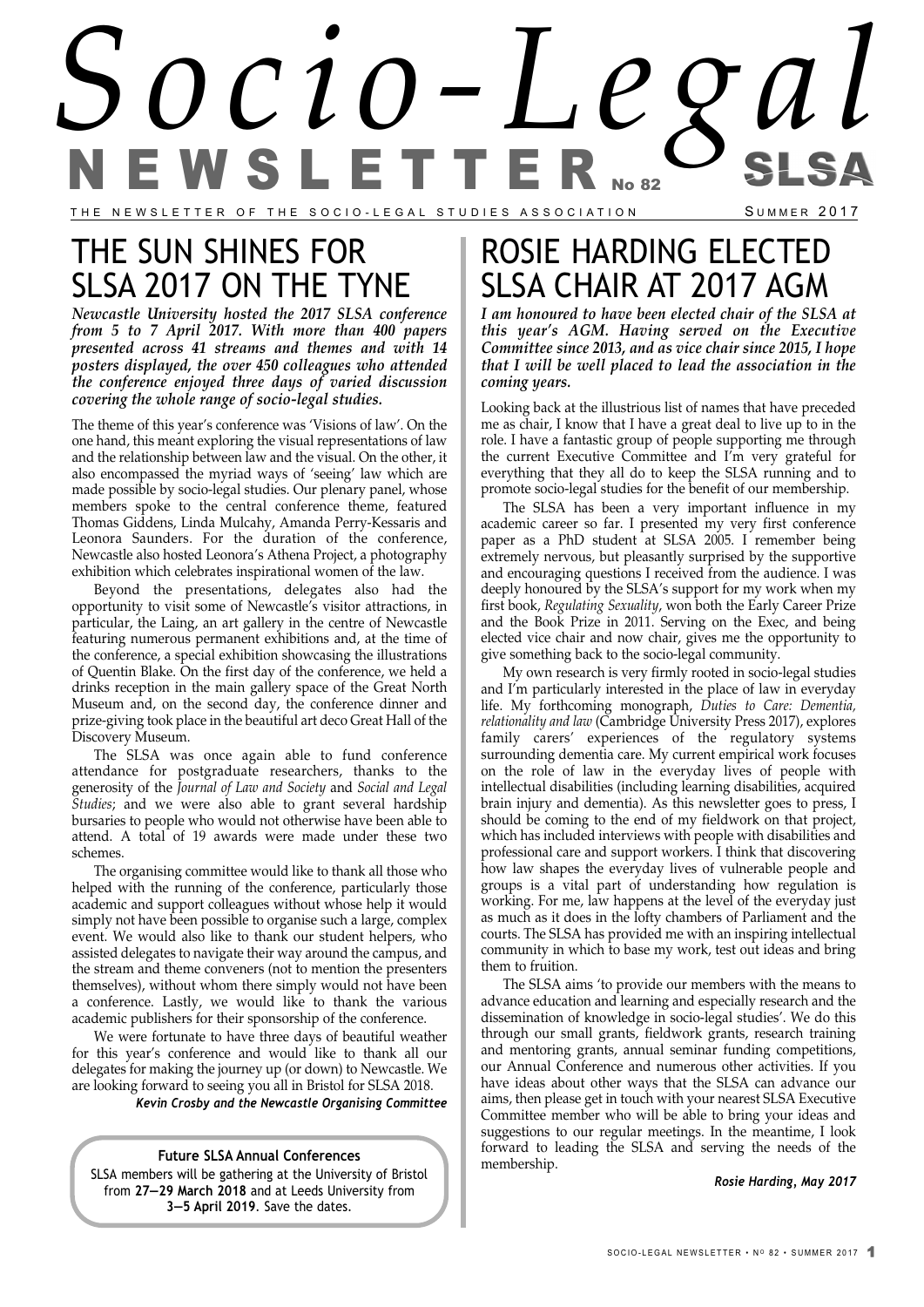# Socio-Legal NEWSLETTER No 82

THE NEWSLETTER OF THE SOCIO-LEGAL STUDIES ASSOCIATION — SUMMER 2017

## THE SUN SHINES FOR SLSA 2017 ON THE TYNE

***Newcastle University hosted the 2017 SLSA conference from 5 to 7 April 2017. With more than 400 papers presented across 41 streams and themes and with 14 posters displayed, the over 450 colleagues who attended the conference enjoyed three days of varied discussion covering the whole range of socio-legal studies.***

The theme of this year's conference was 'Visions of law'. On the one hand, this meant exploring the visual representations of law and the relationship between law and the visual. On the other, it also encompassed the myriad ways of 'seeing' law which are made possible by socio-legal studies. Our plenary panel, whose members spoke to the central conference theme, featured Thomas Giddens, Linda Mulcahy, Amanda Perry-Kessaris and Leonora Saunders. For the duration of the conference, Newcastle also hosted Leonora's Athena Project, a photography exhibition which celebrates inspirational women of the law.

Beyond the presentations, delegates also had the opportunity to visit some of Newcastle's visitor attractions, in particular, the Laing, an art gallery in the centre of Newcastle featuring numerous permanent exhibitions and, at the time of the conference, a special exhibition showcasing the illustrations of Quentin Blake. On the first day of the conference, we held a drinks reception in the main gallery space of the Great North Museum and, on the second day, the conference dinner and prize-giving took place in the beautiful art deco Great Hall of the Discovery Museum.

The SLSA was once again able to fund conference attendance for postgraduate researchers, thanks to the generosity of the *Journal of Law and Society* and *Social and Legal Studies*; and we were also able to grant several hardship bursaries to people who would not otherwise have been able to attend. A total of 19 awards were made under these two schemes.

The organising committee would like to thank all those who helped with the running of the conference, particularly those academic and support colleagues without whose help it would simply not have been possible to organise such a large, complex event. We would also like to thank our student helpers, who assisted delegates to navigate their way around the campus, and the stream and theme conveners (not to mention the presenters themselves), without whom there simply would not have been a conference. Lastly, we would like to thank the various academic publishers for their sponsorship of the conference.

We were fortunate to have three days of beautiful weather for this year's conference and would like to thank all our delegates for making the journey up (or down) to Newcastle. We are looking forward to seeing you all in Bristol for SLSA 2018.

***Kevin Crosby and the Newcastle Organising Committee***

**Future SLSA Annual Conferences**

SLSA members will be gathering at the University of Bristol from **27—29 March 2018** and at Leeds University from **3—5 April 2019**. Save the dates.

## ROSIE HARDING ELECTED SLSA CHAIR AT 2017 AGM

***I am honoured to have been elected chair of the SLSA at this year's AGM. Having served on the Executive Committee since 2013, and as vice chair since 2015, I hope that I will be well placed to lead the association in the coming years.***

Looking back at the illustrious list of names that have preceded me as chair, I know that I have a great deal to live up to in the role. I have a fantastic group of people supporting me through the current Executive Committee and I'm very grateful for everything that they all do to keep the SLSA running and to promote socio-legal studies for the benefit of our membership.

The SLSA has been a very important influence in my academic career so far. I presented my very first conference paper as a PhD student at SLSA 2005. I remember being extremely nervous, but pleasantly surprised by the supportive and encouraging questions I received from the audience. I was deeply honoured by the SLSA's support for my work when my first book, *Regulating Sexuality*, won both the Early Career Prize and the Book Prize in 2011. Serving on the Exec, and being elected vice chair and now chair, gives me the opportunity to give something back to the socio-legal community.

My own research is very firmly rooted in socio-legal studies and I'm particularly interested in the place of law in everyday life. My forthcoming monograph, *Duties to Care: Dementia, relationality and law* (Cambridge University Press 2017), explores family carers' experiences of the regulatory systems surrounding dementia care. My current empirical work focuses on the role of law in the everyday lives of people with intellectual disabilities (including learning disabilities, acquired brain injury and dementia). As this newsletter goes to press, I should be coming to the end of my fieldwork on that project, which has included interviews with people with disabilities and professional care and support workers. I think that discovering how law shapes the everyday lives of vulnerable people and groups is a vital part of understanding how regulation is working. For me, law happens at the level of the everyday just as much as it does in the lofty chambers of Parliament and the courts. The SLSA has provided me with an inspiring intellectual community in which to base my work, test out ideas and bring them to fruition.

The SLSA aims 'to provide our members with the means to advance education and learning and especially research and the dissemination of knowledge in socio-legal studies'. We do this through our small grants, fieldwork grants, research training and mentoring grants, annual seminar funding competitions, our Annual Conference and numerous other activities. If you have ideas about other ways that the SLSA can advance our aims, then please get in touch with your nearest SLSA Executive Committee member who will be able to bring your ideas and suggestions to our regular meetings. In the meantime, I look forward to leading the SLSA and serving the needs of the membership.

***Rosie Harding, May 2017***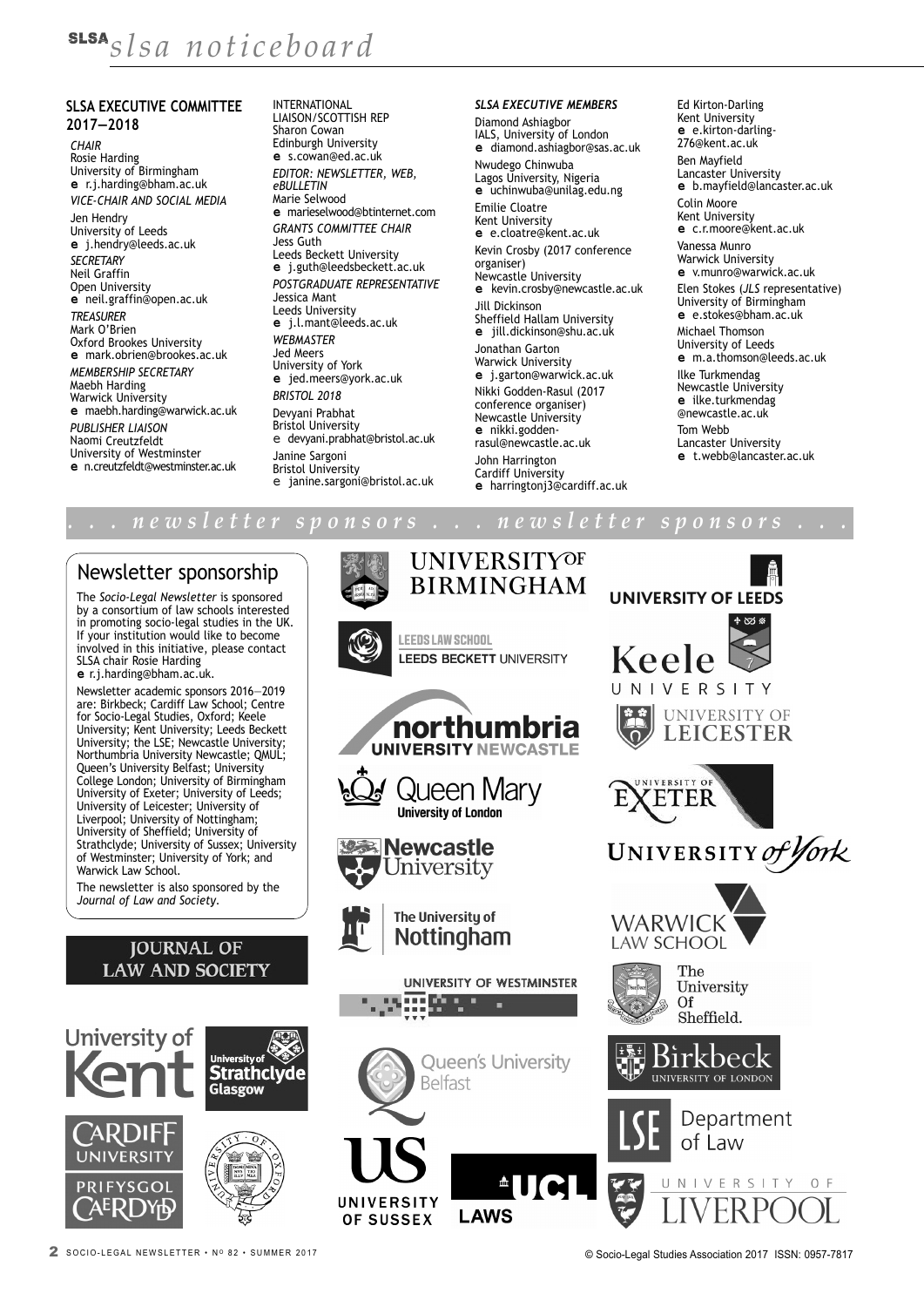# slsa noticeboard

## SLSA EXECUTIVE COMMITTEE 2017–2018

*CHAIR*
Rosie Harding
University of Birmingham
**e** r.j.harding@bham.ac.uk

*VICE-CHAIR AND SOCIAL MEDIA*
Jen Hendry
University of Leeds
**e** j.hendry@leeds.ac.uk

*SECRETARY*
Neil Graffin
Open University
**e** neil.graffin@open.ac.uk

*TREASURER*
Mark O'Brien
Oxford Brookes University
**e** mark.obrien@brookes.ac.uk

*MEMBERSHIP SECRETARY*
Maebh Harding
Warwick University
**e** maebh.harding@warwick.ac.uk

*PUBLISHER LIAISON*
Naomi Creutzfeldt
University of Westminster
**e** n.creutzfeldt@westminster.ac.uk

INTERNATIONAL LIAISON/SCOTTISH REP
Sharon Cowan
Edinburgh University
**e** s.cowan@ed.ac.uk

*EDITOR: NEWSLETTER, WEB, eBULLETIN*
Marie Selwood
**e** marieselwood@btinternet.com

*GRANTS COMMITTEE CHAIR*
Jess Guth
Leeds Beckett University
**e** j.guth@leedsbeckett.ac.uk

*POSTGRADUATE REPRESENTATIVE*
Jessica Mant
Leeds University
**e** j.l.mant@leeds.ac.uk

*WEBMASTER*
Jed Meers
University of York
**e** jed.meers@york.ac.uk

*BRISTOL 2018*
Devyani Prabhat
Bristol University
e devyani.prabhat@bristol.ac.uk

Janine Sargoni
Bristol University
e janine.sargoni@bristol.ac.uk

*SLSA EXECUTIVE MEMBERS*

Diamond Ashiagbor
IALS, University of London
**e** diamond.ashiagbor@sas.ac.uk

Nwudego Chinwuba
Lagos University, Nigeria
**e** uchinwuba@unilag.edu.ng

Emilie Cloatre
Kent University
**e** e.cloatre@kent.ac.uk

Kevin Crosby (2017 conference organiser)
Newcastle University
**e** kevin.crosby@newcastle.ac.uk

Jill Dickinson
Sheffield Hallam University
**e** jill.dickinson@shu.ac.uk

Jonathan Garton
Warwick University
**e** j.garton@warwick.ac.uk

Nikki Godden-Rasul (2017 conference organiser)
Newcastle University
**e** nikki.godden-rasul@newcastle.ac.uk

John Harrington
Cardiff University
**e** harringtonj3@cardiff.ac.uk

Ed Kirton-Darling
Kent University
**e** e.kirton-darling-276@kent.ac.uk

Ben Mayfield
Lancaster University
**e** b.mayfield@lancaster.ac.uk

Colin Moore
Kent University
**e** c.r.moore@kent.ac.uk

Vanessa Munro
Warwick University
**e** v.munro@warwick.ac.uk

Elen Stokes (*JLS* representative)
University of Birmingham
**e** e.stokes@bham.ac.uk

Michael Thomson
University of Leeds
**e** m.a.thomson@leeds.ac.uk

Ilke Turkmendag
Newcastle University
**e** ilke.turkmendag@newcastle.ac.uk

Tom Webb
Lancaster University
**e** t.webb@lancaster.ac.uk

*. . . newsletter sponsors . . . newsletter sponsors . . .*

## Newsletter sponsorship

The *Socio-Legal Newsletter* is sponsored by a consortium of law schools interested in promoting socio-legal studies in the UK. If your institution would like to become involved in this initiative, please contact SLSA chair Rosie Harding **e** r.j.harding@bham.ac.uk.

Newsletter academic sponsors 2016–2019 are: Birkbeck; Cardiff Law School; Centre for Socio-Legal Studies, Oxford; Keele University; Kent University; Leeds Beckett University; the LSE; Newcastle University; Northumbria University Newcastle; QMUL; Queen's University Belfast; University College London; University of Birmingham University of Exeter; University of Leeds; University of Leicester; University of Liverpool; University of Nottingham; University of Sheffield; University of Strathclyde; University of Sussex; University of Westminster; University of York; and Warwick Law School.

The newsletter is also sponsored by the *Journal of Law and Society*.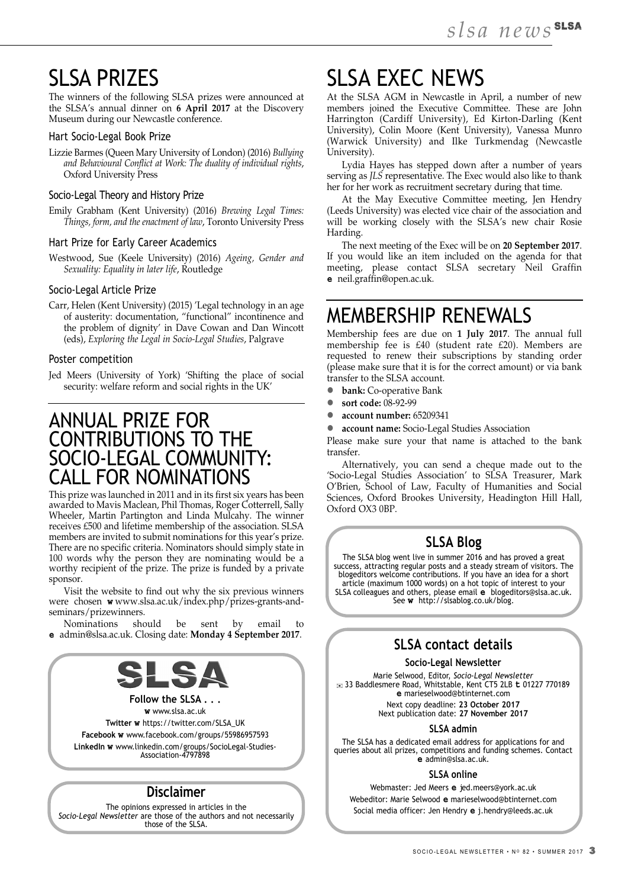# SLSA PRIZES

The winners of the following SLSA prizes were announced at the SLSA's annual dinner on **6 April 2017** at the Discovery Museum during our Newcastle conference.

### Hart Socio-Legal Book Prize

Lizzie Barmes (Queen Mary University of London) (2016) *Bullying and Behavioural Conflict at Work: The duality of individual rights*, Oxford University Press

### Socio-Legal Theory and History Prize

Emily Grabham (Kent University) (2016) *Brewing Legal Times: Things, form, and the enactment of law*, Toronto University Press

### Hart Prize for Early Career Academics

Westwood, Sue (Keele University) (2016) *Ageing, Gender and Sexuality: Equality in later life*, Routledge

### Socio-Legal Article Prize

Carr, Helen (Kent University) (2015) 'Legal technology in an age of austerity: documentation, "functional" incontinence and the problem of dignity' in Dave Cowan and Dan Wincott (eds), *Exploring the Legal in Socio-Legal Studies*, Palgrave

### Poster competition

Jed Meers (University of York) 'Shifting the place of social security: welfare reform and social rights in the UK'

# ANNUAL PRIZE FOR CONTRIBUTIONS TO THE SOCIO-LEGAL COMMUNITY: CALL FOR NOMINATIONS

This prize was launched in 2011 and in its first six years has been awarded to Mavis Maclean, Phil Thomas, Roger Cotterrell, Sally Wheeler, Martin Partington and Linda Mulcahy. The winner receives £500 and lifetime membership of the association. SLSA members are invited to submit nominations for this year's prize. There are no specific criteria. Nominators should simply state in 100 words why the person they are nominating would be a worthy recipient of the prize. The prize is funded by a private sponsor.

Visit the website to find out why the six previous winners were chosen **w** www.slsa.ac.uk/index.php/prizes-grants-and-seminars/prizewinners.

Nominations should be sent by email to **e** admin@slsa.ac.uk. Closing date: **Monday 4 September 2017**.

**SLSA**

**Follow the SLSA . . .**

**w** www.slsa.ac.uk

**Twitter w** https://twitter.com/SLSA_UK

**Facebook w** www.facebook.com/groups/55986957593

**LinkedIn w** www.linkedin.com/groups/SocioLegal-Studies-Association-4797898

## Disclaimer

The opinions expressed in articles in the *Socio-Legal Newsletter* are those of the authors and not necessarily those of the SLSA.

# SLSA EXEC NEWS

At the SLSA AGM in Newcastle in April, a number of new members joined the Executive Committee. These are John Harrington (Cardiff University), Ed Kirton-Darling (Kent University), Colin Moore (Kent University), Vanessa Munro (Warwick University) and Ilke Turkmendag (Newcastle University).

Lydia Hayes has stepped down after a number of years serving as *JLS* representative. The Exec would also like to thank her for her work as recruitment secretary during that time.

At the May Executive Committee meeting, Jen Hendry (Leeds University) was elected vice chair of the association and will be working closely with the SLSA's new chair Rosie Harding.

The next meeting of the Exec will be on **20 September 2017**. If you would like an item included on the agenda for that meeting, please contact SLSA secretary Neil Graffin **e** neil.graffin@open.ac.uk.

# MEMBERSHIP RENEWALS

Membership fees are due on **1 July 2017**. The annual full membership fee is £40 (student rate £20). Members are requested to renew their subscriptions by standing order (please make sure that it is for the correct amount) or via bank transfer to the SLSA account.

- **bank:** Co-operative Bank
- **sort code:** 08-92-99
- **account number:** 65209341
- **account name:** Socio-Legal Studies Association

Please make sure your that name is attached to the bank transfer.

Alternatively, you can send a cheque made out to the 'Socio-Legal Studies Association' to SLSA Treasurer, Mark O'Brien, School of Law, Faculty of Humanities and Social Sciences, Oxford Brookes University, Headington Hill Hall, Oxford OX3 0BP.

## SLSA Blog

The SLSA blog went live in summer 2016 and has proved a great success, attracting regular posts and a steady stream of visitors. The blogeditors welcome contributions. If you have an idea for a short article (maximum 1000 words) on a hot topic of interest to your SLSA colleagues and others, please email **e** blogeditors@slsa.ac.uk. See **w** http://slsablog.co.uk/blog.

## SLSA contact details

### Socio-Legal Newsletter

Marie Selwood, Editor, *Socio-Legal Newsletter*
✉ 33 Baddlesmere Road, Whitstable, Kent CT5 2LB **t** 01227 770189
**e** marieselwood@btinternet.com
Next copy deadline: **23 October 2017**
Next publication date: **27 November 2017**

### SLSA admin

The SLSA has a dedicated email address for applications for and queries about all prizes, competitions and funding schemes. Contact **e** admin@slsa.ac.uk.

### SLSA online

Webmaster: Jed Meers **e** jed.meers@york.ac.uk
Webeditor: Marie Selwood **e** marieselwood@btinternet.com
Social media officer: Jen Hendry **e** j.hendry@leeds.ac.uk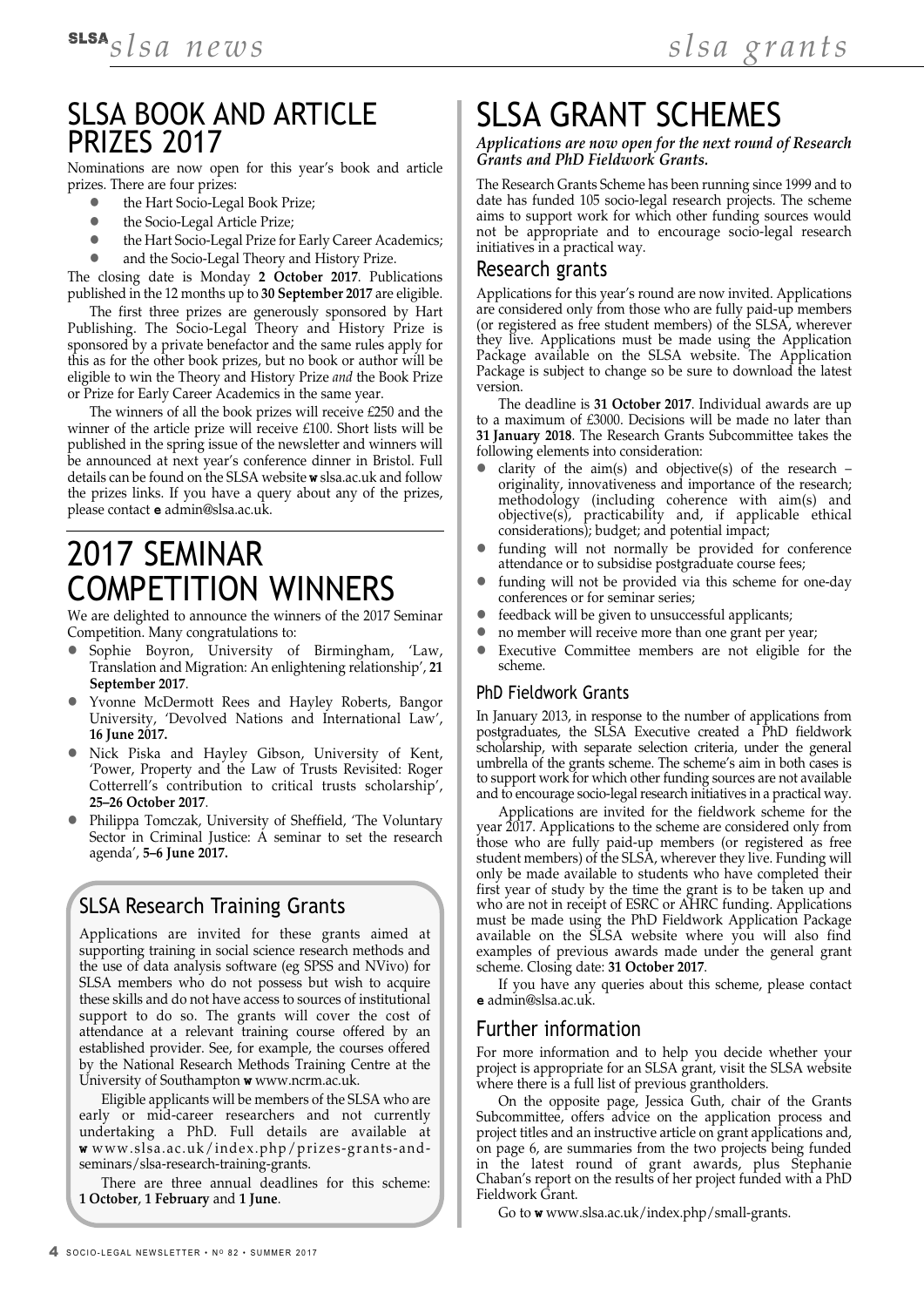# SLSA BOOK AND ARTICLE PRIZES 2017

Nominations are now open for this year's book and article prizes. There are four prizes:

- the Hart Socio-Legal Book Prize;
- the Socio-Legal Article Prize;
- the Hart Socio-Legal Prize for Early Career Academics;
- and the Socio-Legal Theory and History Prize.

The closing date is Monday **2 October 2017**. Publications published in the 12 months up to **30 September 2017** are eligible.

The first three prizes are generously sponsored by Hart Publishing. The Socio-Legal Theory and History Prize is sponsored by a private benefactor and the same rules apply for this as for the other book prizes, but no book or author will be eligible to win the Theory and History Prize *and* the Book Prize or Prize for Early Career Academics in the same year.

The winners of all the book prizes will receive £250 and the winner of the article prize will receive £100. Short lists will be published in the spring issue of the newsletter and winners will be announced at next year's conference dinner in Bristol. Full details can be found on the SLSA website **w** slsa.ac.uk and follow the prizes links. If you have a query about any of the prizes, please contact **e** admin@slsa.ac.uk.

# 2017 SEMINAR COMPETITION WINNERS

We are delighted to announce the winners of the 2017 Seminar Competition. Many congratulations to:

- Sophie Boyron, University of Birmingham, 'Law, Translation and Migration: An enlightening relationship', **21 September 2017**.
- Yvonne McDermott Rees and Hayley Roberts, Bangor University, 'Devolved Nations and International Law', **16 June 2017.**
- Nick Piska and Hayley Gibson, University of Kent, 'Power, Property and the Law of Trusts Revisited: Roger Cotterrell's contribution to critical trusts scholarship', **25–26 October 2017**.
- Philippa Tomczak, University of Sheffield, 'The Voluntary Sector in Criminal Justice: A seminar to set the research agenda', **5–6 June 2017.**

## SLSA Research Training Grants

Applications are invited for these grants aimed at supporting training in social science research methods and the use of data analysis software (eg SPSS and NVivo) for SLSA members who do not possess but wish to acquire these skills and do not have access to sources of institutional support to do so. The grants will cover the cost of attendance at a relevant training course offered by an established provider. See, for example, the courses offered by the National Research Methods Training Centre at the University of Southampton **w** www.ncrm.ac.uk.

Eligible applicants will be members of the SLSA who are early or mid-career researchers and not currently undertaking a PhD. Full details are available at **w** www.slsa.ac.uk/index.php/prizes-grants-and-seminars/slsa-research-training-grants.

There are three annual deadlines for this scheme: **1 October**, **1 February** and **1 June**.

# SLSA GRANT SCHEMES

***Applications are now open for the next round of Research Grants and PhD Fieldwork Grants.***

The Research Grants Scheme has been running since 1999 and to date has funded 105 socio-legal research projects. The scheme aims to support work for which other funding sources would not be appropriate and to encourage socio-legal research initiatives in a practical way.

## Research grants

Applications for this year's round are now invited. Applications are considered only from those who are fully paid-up members (or registered as free student members) of the SLSA, wherever they live. Applications must be made using the Application Package available on the SLSA website. The Application Package is subject to change so be sure to download the latest version.

The deadline is **31 October 2017**. Individual awards are up to a maximum of £3000. Decisions will be made no later than **31 January 2018**. The Research Grants Subcommittee takes the following elements into consideration:

- clarity of the aim(s) and objective(s) of the research – originality, innovativeness and importance of the research; methodology (including coherence with aim(s) and objective(s), practicability and, if applicable ethical considerations); budget; and potential impact;
- funding will not normally be provided for conference attendance or to subsidise postgraduate course fees;
- funding will not be provided via this scheme for one-day conferences or for seminar series;
- feedback will be given to unsuccessful applicants;
- no member will receive more than one grant per year;
- Executive Committee members are not eligible for the scheme.

### PhD Fieldwork Grants

In January 2013, in response to the number of applications from postgraduates, the SLSA Executive created a PhD fieldwork scholarship, with separate selection criteria, under the general umbrella of the grants scheme. The scheme's aim in both cases is to support work for which other funding sources are not available and to encourage socio-legal research initiatives in a practical way.

Applications are invited for the fieldwork scheme for the year 2017. Applications to the scheme are considered only from those who are fully paid-up members (or registered as free student members) of the SLSA, wherever they live. Funding will only be made available to students who have completed their first year of study by the time the grant is to be taken up and who are not in receipt of ESRC or AHRC funding. Applications must be made using the PhD Fieldwork Application Package available on the SLSA website where you will also find examples of previous awards made under the general grant scheme. Closing date: **31 October 2017**.

If you have any queries about this scheme, please contact **e** admin@slsa.ac.uk.

## Further information

For more information and to help you decide whether your project is appropriate for an SLSA grant, visit the SLSA website where there is a full list of previous grantholders.

On the opposite page, Jessica Guth, chair of the Grants Subcommittee, offers advice on the application process and project titles and an instructive article on grant applications and, on page 6, are summaries from the two projects being funded in the latest round of grant awards, plus Stephanie Chaban's report on the results of her project funded with a PhD Fieldwork Grant.

Go to **w** www.slsa.ac.uk/index.php/small-grants.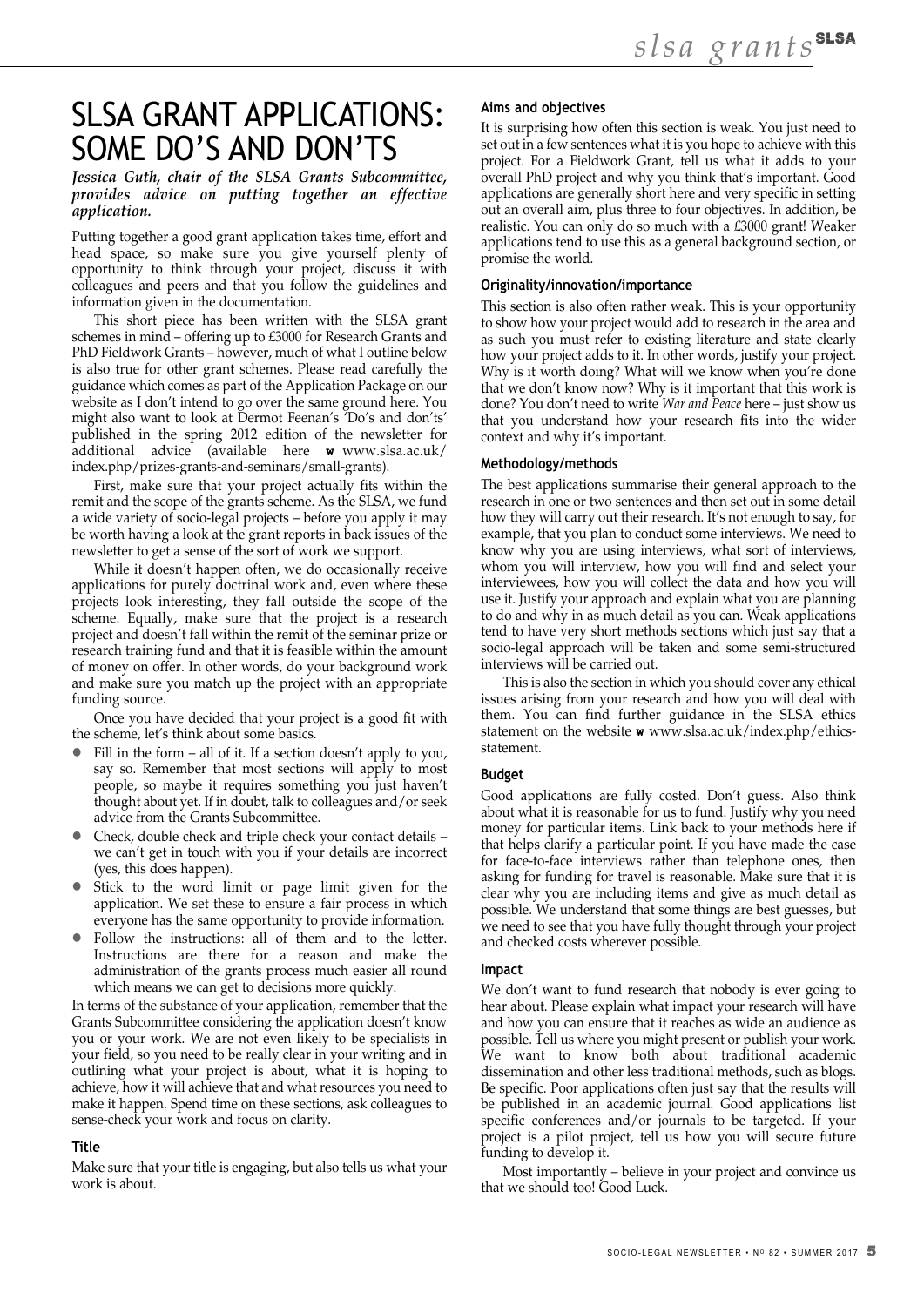# SLSA GRANT APPLICATIONS: SOME DO'S AND DON'TS

***Jessica Guth, chair of the SLSA Grants Subcommittee, provides advice on putting together an effective application.***

Putting together a good grant application takes time, effort and head space, so make sure you give yourself plenty of opportunity to think through your project, discuss it with colleagues and peers and that you follow the guidelines and information given in the documentation.

This short piece has been written with the SLSA grant schemes in mind – offering up to £3000 for Research Grants and PhD Fieldwork Grants – however, much of what I outline below is also true for other grant schemes. Please read carefully the guidance which comes as part of the Application Package on our website as I don't intend to go over the same ground here. You might also want to look at Dermot Feenan's 'Do's and don'ts' published in the spring 2012 edition of the newsletter for additional advice (available here **w** www.slsa.ac.uk/index.php/prizes-grants-and-seminars/small-grants).

First, make sure that your project actually fits within the remit and the scope of the grants scheme. As the SLSA, we fund a wide variety of socio-legal projects – before you apply it may be worth having a look at the grant reports in back issues of the newsletter to get a sense of the sort of work we support.

While it doesn't happen often, we do occasionally receive applications for purely doctrinal work and, even where these projects look interesting, they fall outside the scope of the scheme. Equally, make sure that the project is a research project and doesn't fall within the remit of the seminar prize or research training fund and that it is feasible within the amount of money on offer. In other words, do your background work and make sure you match up the project with an appropriate funding source.

Once you have decided that your project is a good fit with the scheme, let's think about some basics.

- Fill in the form – all of it. If a section doesn't apply to you, say so. Remember that most sections will apply to most people, so maybe it requires something you just haven't thought about yet. If in doubt, talk to colleagues and/or seek advice from the Grants Subcommittee.
- Check, double check and triple check your contact details – we can't get in touch with you if your details are incorrect (yes, this does happen).
- Stick to the word limit or page limit given for the application. We set these to ensure a fair process in which everyone has the same opportunity to provide information.
- Follow the instructions: all of them and to the letter. Instructions are there for a reason and make the administration of the grants process much easier all round which means we can get to decisions more quickly.

In terms of the substance of your application, remember that the Grants Subcommittee considering the application doesn't know you or your work. We are not even likely to be specialists in your field, so you need to be really clear in your writing and in outlining what your project is about, what it is hoping to achieve, how it will achieve that and what resources you need to make it happen. Spend time on these sections, ask colleagues to sense-check your work and focus on clarity.

### Title

Make sure that your title is engaging, but also tells us what your work is about.

### Aims and objectives

It is surprising how often this section is weak. You just need to set out in a few sentences what it is you hope to achieve with this project. For a Fieldwork Grant, tell us what it adds to your overall PhD project and why you think that's important. Good applications are generally short here and very specific in setting out an overall aim, plus three to four objectives. In addition, be realistic. You can only do so much with a £3000 grant! Weaker applications tend to use this as a general background section, or promise the world.

### Originality/innovation/importance

This section is also often rather weak. This is your opportunity to show how your project would add to research in the area and as such you must refer to existing literature and state clearly how your project adds to it. In other words, justify your project. Why is it worth doing? What will we know when you're done that we don't know now? Why is it important that this work is done? You don't need to write *War and Peace* here – just show us that you understand how your research fits into the wider context and why it's important.

### Methodology/methods

The best applications summarise their general approach to the research in one or two sentences and then set out in some detail how they will carry out their research. It's not enough to say, for example, that you plan to conduct some interviews. We need to know why you are using interviews, what sort of interviews, whom you will interview, how you will find and select your interviewees, how you will collect the data and how you will use it. Justify your approach and explain what you are planning to do and why in as much detail as you can. Weak applications tend to have very short methods sections which just say that a socio-legal approach will be taken and some semi-structured interviews will be carried out.

This is also the section in which you should cover any ethical issues arising from your research and how you will deal with them. You can find further guidance in the SLSA ethics statement on the website **w** www.slsa.ac.uk/index.php/ethics-statement.

### Budget

Good applications are fully costed. Don't guess. Also think about what it is reasonable for us to fund. Justify why you need money for particular items. Link back to your methods here if that helps clarify a particular point. If you have made the case for face-to-face interviews rather than telephone ones, then asking for funding for travel is reasonable. Make sure that it is clear why you are including items and give as much detail as possible. We understand that some things are best guesses, but we need to see that you have fully thought through your project and checked costs wherever possible.

### Impact

We don't want to fund research that nobody is ever going to hear about. Please explain what impact your research will have and how you can ensure that it reaches as wide an audience as possible. Tell us where you might present or publish your work. We want to know both about traditional academic dissemination and other less traditional methods, such as blogs. Be specific. Poor applications often just say that the results will be published in an academic journal. Good applications list specific conferences and/or journals to be targeted. If your project is a pilot project, tell us how you will secure future funding to develop it.

Most importantly – believe in your project and convince us that we should too! Good Luck.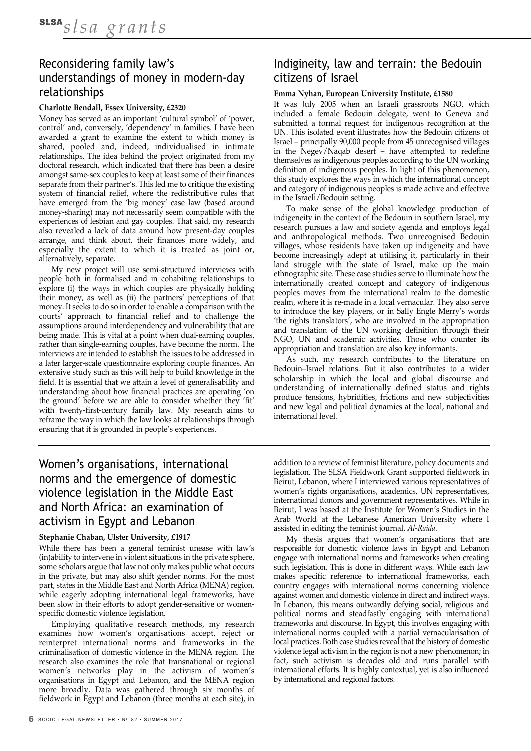## Reconsidering family law's understandings of money in modern-day relationships

**Charlotte Bendall, Essex University, £2320**

Money has served as an important 'cultural symbol' of 'power, control' and, conversely, 'dependency' in families. I have been awarded a grant to examine the extent to which money is shared, pooled and, indeed, individualised in intimate relationships. The idea behind the project originated from my doctoral research, which indicated that there has been a desire amongst same-sex couples to keep at least some of their finances separate from their partner's. This led me to critique the existing system of financial relief, where the redistributive rules that have emerged from the 'big money' case law (based around money-sharing) may not necessarily seem compatible with the experiences of lesbian and gay couples. That said, my research also revealed a lack of data around how present-day couples arrange, and think about, their finances more widely, and especially the extent to which it is treated as joint or, alternatively, separate.

My new project will use semi-structured interviews with people both in formalised and in cohabiting relationships to explore (i) the ways in which couples are physically holding their money, as well as (ii) the partners' perceptions of that money. It seeks to do so in order to enable a comparison with the courts' approach to financial relief and to challenge the assumptions around interdependency and vulnerability that are being made. This is vital at a point when dual-earning couples, rather than single-earning couples, have become the norm. The interviews are intended to establish the issues to be addressed in a later larger-scale questionnaire exploring couple finances. An extensive study such as this will help to build knowledge in the field. It is essential that we attain a level of generalisability and understanding about how financial practices are operating 'on the ground' before we are able to consider whether they 'fit' with twenty-first-century family law. My research aims to reframe the way in which the law looks at relationships through ensuring that it is grounded in people's experiences.

## Indigineity, law and terrain: the Bedouin citizens of Israel

**Emma Nyhan, European University Institute, £1580**

It was July 2005 when an Israeli grassroots NGO, which included a female Bedouin delegate, went to Geneva and submitted a formal request for indigenous recognition at the UN. This isolated event illustrates how the Bedouin citizens of Israel – principally 90,000 people from 45 unrecognised villages in the Negev/Naqab desert – have attempted to redefine themselves as indigenous peoples according to the UN working definition of indigenous peoples. In light of this phenomenon, this study explores the ways in which the international concept and category of indigenous peoples is made active and effective in the Israeli/Bedouin setting.

To make sense of the global knowledge production of indigeneity in the context of the Bedouin in southern Israel, my research pursues a law and society agenda and employs legal and anthropological methods. Two unrecognised Bedouin villages, whose residents have taken up indigeneity and have become increasingly adept at utilising it, particularly in their land struggle with the state of Israel, make up the main ethnographic site. These case studies serve to illuminate how the internationally created concept and category of indigenous peoples moves from the international realm to the domestic realm, where it is re-made in a local vernacular. They also serve to introduce the key players, or in Sally Engle Merry's words 'the rights translators', who are involved in the appropriation and translation of the UN working definition through their NGO, UN and academic activities. Those who counter its appropriation and translation are also key informants.

As such, my research contributes to the literature on Bedouin–Israel relations. But it also contributes to a wider scholarship in which the local and global discourse and understanding of internationally defined status and rights produce tensions, hybridities, frictions and new subjectivities and new legal and political dynamics at the local, national and international level.

## Women's organisations, international norms and the emergence of domestic violence legislation in the Middle East and North Africa: an examination of activism in Egypt and Lebanon

**Stephanie Chaban, Ulster University, £1917**

While there has been a general feminist unease with law's (in)ability to intervene in violent situations in the private sphere, some scholars argue that law not only makes public what occurs in the private, but may also shift gender norms. For the most part, states in the Middle East and North Africa (MENA) region, while eagerly adopting international legal frameworks, have been slow in their efforts to adopt gender-sensitive or women-specific domestic violence legislation.

Employing qualitative research methods, my research examines how women's organisations accept, reject or reinterpret international norms and frameworks in the criminalisation of domestic violence in the MENA region. The research also examines the role that transnational or regional women's networks play in the activism of women's organisations in Egypt and Lebanon, and the MENA region more broadly. Data was gathered through six months of fieldwork in Egypt and Lebanon (three months at each site), in addition to a review of feminist literature, policy documents and legislation. The SLSA Fieldwork Grant supported fieldwork in Beirut, Lebanon, where I interviewed various representatives of women's rights organisations, academics, UN representatives, international donors and government representatives. While in Beirut, I was based at the Institute for Women's Studies in the Arab World at the Lebanese American University where I assisted in editing the feminist journal, *Al-Raida*.

My thesis argues that women's organisations that are responsible for domestic violence laws in Egypt and Lebanon engage with international norms and frameworks when creating such legislation. This is done in different ways. While each law makes specific reference to international frameworks, each country engages with international norms concerning violence against women and domestic violence in direct and indirect ways. In Lebanon, this means outwardly defying social, religious and political norms and steadfastly engaging with international frameworks and discourse. In Egypt, this involves engaging with international norms coupled with a partial vernacularisation of local practices. Both case studies reveal that the history of domestic violence legal activism in the region is not a new phenomenon; in fact, such activism is decades old and runs parallel with international efforts. It is highly contextual, yet is also influenced by international and regional factors.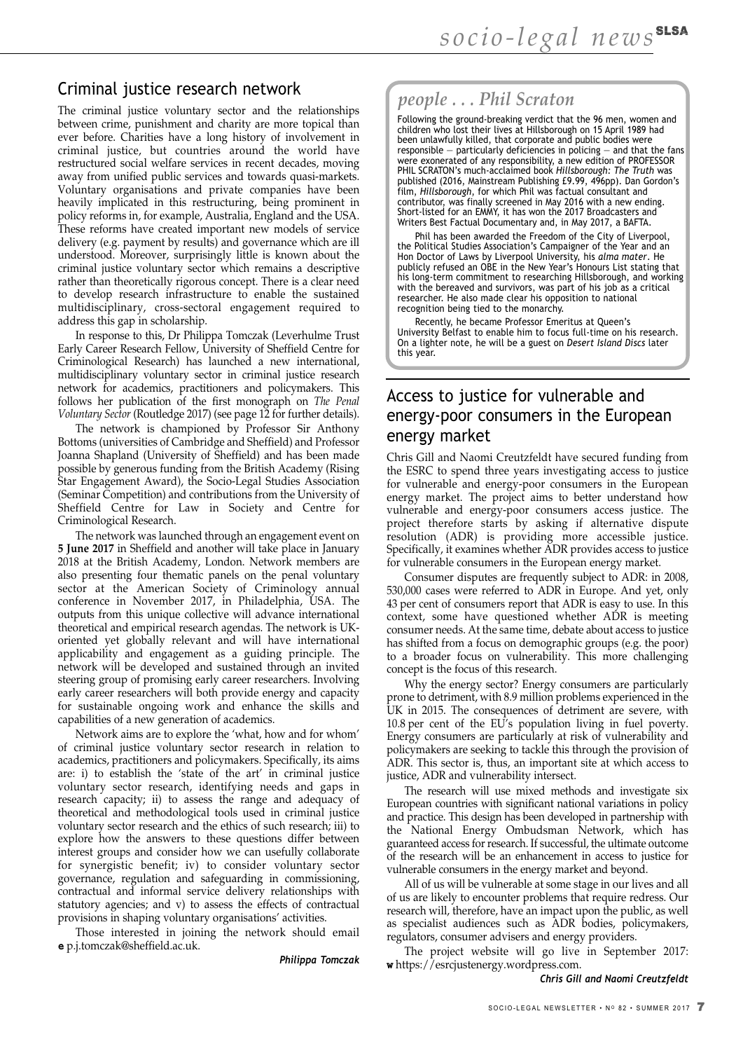## Criminal justice research network

The criminal justice voluntary sector and the relationships between crime, punishment and charity are more topical than ever before. Charities have a long history of involvement in criminal justice, but countries around the world have restructured social welfare services in recent decades, moving away from unified public services and towards quasi-markets. Voluntary organisations and private companies have been heavily implicated in this restructuring, being prominent in policy reforms in, for example, Australia, England and the USA. These reforms have created important new models of service delivery (e.g. payment by results) and governance which are ill understood. Moreover, surprisingly little is known about the criminal justice voluntary sector which remains a descriptive rather than theoretically rigorous concept. There is a clear need to develop research infrastructure to enable the sustained multidisciplinary, cross-sectoral engagement required to address this gap in scholarship.

In response to this, Dr Philippa Tomczak (Leverhulme Trust Early Career Research Fellow, University of Sheffield Centre for Criminological Research) has launched a new international, multidisciplinary voluntary sector in criminal justice research network for academics, practitioners and policymakers. This follows her publication of the first monograph on *The Penal Voluntary Sector* (Routledge 2017) (see page 12 for further details).

The network is championed by Professor Sir Anthony Bottoms (universities of Cambridge and Sheffield) and Professor Joanna Shapland (University of Sheffield) and has been made possible by generous funding from the British Academy (Rising Star Engagement Award), the Socio-Legal Studies Association (Seminar Competition) and contributions from the University of Sheffield Centre for Law in Society and Centre for Criminological Research.

The network was launched through an engagement event on **5 June 2017** in Sheffield and another will take place in January 2018 at the British Academy, London. Network members are also presenting four thematic panels on the penal voluntary sector at the American Society of Criminology annual conference in November 2017, in Philadelphia, USA. The outputs from this unique collective will advance international theoretical and empirical research agendas. The network is UK-oriented yet globally relevant and will have international applicability and engagement as a guiding principle. The network will be developed and sustained through an invited steering group of promising early career researchers. Involving early career researchers will both provide energy and capacity for sustainable ongoing work and enhance the skills and capabilities of a new generation of academics.

Network aims are to explore the 'what, how and for whom' of criminal justice voluntary sector research in relation to academics, practitioners and policymakers. Specifically, its aims are: i) to establish the 'state of the art' in criminal justice voluntary sector research, identifying needs and gaps in research capacity; ii) to assess the range and adequacy of theoretical and methodological tools used in criminal justice voluntary sector research and the ethics of such research; iii) to explore how the answers to these questions differ between interest groups and consider how we can usefully collaborate for synergistic benefit; iv) to consider voluntary sector governance, regulation and safeguarding in commissioning, contractual and informal service delivery relationships with statutory agencies; and v) to assess the effects of contractual provisions in shaping voluntary organisations' activities.

Those interested in joining the network should email **e** p.j.tomczak@sheffield.ac.uk.

***Philippa Tomczak***

## *people . . . Phil Scraton*

Following the ground-breaking verdict that the 96 men, women and children who lost their lives at Hillsborough on 15 April 1989 had been unlawfully killed, that corporate and public bodies were responsible – particularly deficiencies in policing – and that the fans were exonerated of any responsibility, a new edition of PROFESSOR PHIL SCRATON's much-acclaimed book *Hillsborough: The Truth* was published (2016, Mainstream Publishing £9.99, 496pp). Dan Gordon's film, *Hillsborough*, for which Phil was factual consultant and contributor, was finally screened in May 2016 with a new ending. Short-listed for an EMMY, it has won the 2017 Broadcasters and Writers Best Factual Documentary and, in May 2017, a BAFTA.

Phil has been awarded the Freedom of the City of Liverpool, the Political Studies Association's Campaigner of the Year and an Hon Doctor of Laws by Liverpool University, his *alma mater*. He publicly refused an OBE in the New Year's Honours List stating that his long-term commitment to researching Hillsborough, and working with the bereaved and survivors, was part of his job as a critical researcher. He also made clear his opposition to national recognition being tied to the monarchy.

Recently, he became Professor Emeritus at Queen's University Belfast to enable him to focus full-time on his research. On a lighter note, he will be a guest on *Desert Island Discs* later this year.

## Access to justice for vulnerable and energy-poor consumers in the European energy market

Chris Gill and Naomi Creutzfeldt have secured funding from the ESRC to spend three years investigating access to justice for vulnerable and energy-poor consumers in the European energy market. The project aims to better understand how vulnerable and energy-poor consumers access justice. The project therefore starts by asking if alternative dispute resolution (ADR) is providing more accessible justice. Specifically, it examines whether ADR provides access to justice for vulnerable consumers in the European energy market.

Consumer disputes are frequently subject to ADR: in 2008, 530,000 cases were referred to ADR in Europe. And yet, only 43 per cent of consumers report that ADR is easy to use. In this context, some have questioned whether ADR is meeting consumer needs. At the same time, debate about access to justice has shifted from a focus on demographic groups (e.g. the poor) to a broader focus on vulnerability. This more challenging concept is the focus of this research.

Why the energy sector? Energy consumers are particularly prone to detriment, with 8.9 million problems experienced in the UK in 2015. The consequences of detriment are severe, with 10.8 per cent of the EU's population living in fuel poverty. Energy consumers are particularly at risk of vulnerability and policymakers are seeking to tackle this through the provision of ADR. This sector is, thus, an important site at which access to justice, ADR and vulnerability intersect.

The research will use mixed methods and investigate six European countries with significant national variations in policy and practice. This design has been developed in partnership with the National Energy Ombudsman Network, which has guaranteed access for research. If successful, the ultimate outcome of the research will be an enhancement in access to justice for vulnerable consumers in the energy market and beyond.

All of us will be vulnerable at some stage in our lives and all of us are likely to encounter problems that require redress. Our research will, therefore, have an impact upon the public, as well as specialist audiences such as ADR bodies, policymakers, regulators, consumer advisers and energy providers.

The project website will go live in September 2017: **w** https://esrcjustenergy.wordpress.com.

***Chris Gill and Naomi Creutzfeldt***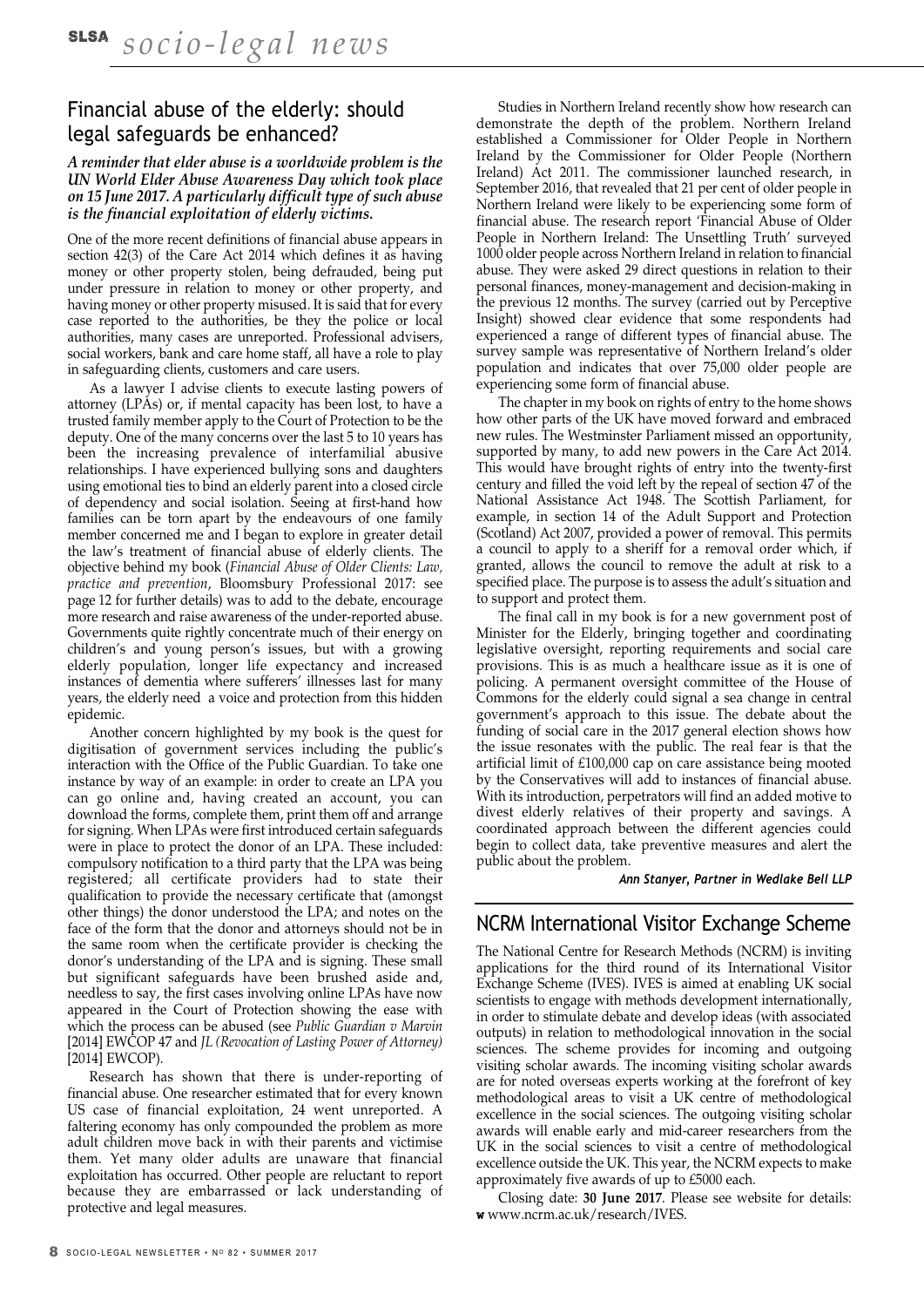## Financial abuse of the elderly: should legal safeguards be enhanced?

***A reminder that elder abuse is a worldwide problem is the UN World Elder Abuse Awareness Day which took place on 15 June 2017. A particularly difficult type of such abuse is the financial exploitation of elderly victims.***

One of the more recent definitions of financial abuse appears in section 42(3) of the Care Act 2014 which defines it as having money or other property stolen, being defrauded, being put under pressure in relation to money or other property, and having money or other property misused. It is said that for every case reported to the authorities, be they the police or local authorities, many cases are unreported. Professional advisers, social workers, bank and care home staff, all have a role to play in safeguarding clients, customers and care users.

As a lawyer I advise clients to execute lasting powers of attorney (LPAs) or, if mental capacity has been lost, to have a trusted family member apply to the Court of Protection to be the deputy. One of the many concerns over the last 5 to 10 years has been the increasing prevalence of interfamilial abusive relationships. I have experienced bullying sons and daughters using emotional ties to bind an elderly parent into a closed circle of dependency and social isolation. Seeing at first-hand how families can be torn apart by the endeavours of one family member concerned me and I began to explore in greater detail the law's treatment of financial abuse of elderly clients. The objective behind my book (*Financial Abuse of Older Clients: Law, practice and prevention*, Bloomsbury Professional 2017: see page 12 for further details) was to add to the debate, encourage more research and raise awareness of the under-reported abuse. Governments quite rightly concentrate much of their energy on children's and young person's issues, but with a growing elderly population, longer life expectancy and increased instances of dementia where sufferers' illnesses last for many years, the elderly need a voice and protection from this hidden epidemic.

Another concern highlighted by my book is the quest for digitisation of government services including the public's interaction with the Office of the Public Guardian. To take one instance by way of an example: in order to create an LPA you can go online and, having created an account, you can download the forms, complete them, print them off and arrange for signing. When LPAs were first introduced certain safeguards were in place to protect the donor of an LPA. These included: compulsory notification to a third party that the LPA was being registered; all certificate providers had to state their qualification to provide the necessary certificate that (amongst other things) the donor understood the LPA; and notes on the face of the form that the donor and attorneys should not be in the same room when the certificate provider is checking the donor's understanding of the LPA and is signing. These small but significant safeguards have been brushed aside and, needless to say, the first cases involving online LPAs have now appeared in the Court of Protection showing the ease with which the process can be abused (see *Public Guardian v Marvin* [2014] EWCOP 47 and *JL (Revocation of Lasting Power of Attorney)* [2014] EWCOP).

Research has shown that there is under-reporting of financial abuse. One researcher estimated that for every known US case of financial exploitation, 24 went unreported. A faltering economy has only compounded the problem as more adult children move back in with their parents and victimise them. Yet many older adults are unaware that financial exploitation has occurred. Other people are reluctant to report because they are embarrassed or lack understanding of protective and legal measures.

Studies in Northern Ireland recently show how research can demonstrate the depth of the problem. Northern Ireland established a Commissioner for Older People in Northern Ireland by the Commissioner for Older People (Northern Ireland) Act 2011. The commissioner launched research, in September 2016, that revealed that 21 per cent of older people in Northern Ireland were likely to be experiencing some form of financial abuse. The research report 'Financial Abuse of Older People in Northern Ireland: The Unsettling Truth' surveyed 1000 older people across Northern Ireland in relation to financial abuse. They were asked 29 direct questions in relation to their personal finances, money-management and decision-making in the previous 12 months. The survey (carried out by Perceptive Insight) showed clear evidence that some respondents had experienced a range of different types of financial abuse. The survey sample was representative of Northern Ireland's older population and indicates that over 75,000 older people are experiencing some form of financial abuse.

The chapter in my book on rights of entry to the home shows how other parts of the UK have moved forward and embraced new rules. The Westminster Parliament missed an opportunity, supported by many, to add new powers in the Care Act 2014. This would have brought rights of entry into the twenty-first century and filled the void left by the repeal of section 47 of the National Assistance Act 1948. The Scottish Parliament, for example, in section 14 of the Adult Support and Protection (Scotland) Act 2007, provided a power of removal. This permits a council to apply to a sheriff for a removal order which, if granted, allows the council to remove the adult at risk to a specified place. The purpose is to assess the adult's situation and to support and protect them.

The final call in my book is for a new government post of Minister for the Elderly, bringing together and coordinating legislative oversight, reporting requirements and social care provisions. This is as much a healthcare issue as it is one of policing. A permanent oversight committee of the House of Commons for the elderly could signal a sea change in central government's approach to this issue. The debate about the funding of social care in the 2017 general election shows how the issue resonates with the public. The real fear is that the artificial limit of £100,000 cap on care assistance being mooted by the Conservatives will add to instances of financial abuse. With its introduction, perpetrators will find an added motive to divest elderly relatives of their property and savings. A coordinated approach between the different agencies could begin to collect data, take preventive measures and alert the public about the problem.

***Ann Stanyer, Partner in Wedlake Bell LLP***

## NCRM International Visitor Exchange Scheme

The National Centre for Research Methods (NCRM) is inviting applications for the third round of its International Visitor Exchange Scheme (IVES). IVES is aimed at enabling UK social scientists to engage with methods development internationally, in order to stimulate debate and develop ideas (with associated outputs) in relation to methodological innovation in the social sciences. The scheme provides for incoming and outgoing visiting scholar awards. The incoming visiting scholar awards are for noted overseas experts working at the forefront of key methodological areas to visit a UK centre of methodological excellence in the social sciences. The outgoing visiting scholar awards will enable early and mid-career researchers from the UK in the social sciences to visit a centre of methodological excellence outside the UK. This year, the NCRM expects to make approximately five awards of up to £5000 each.

Closing date: **30 June 2017**. Please see website for details: **w** www.ncrm.ac.uk/research/IVES.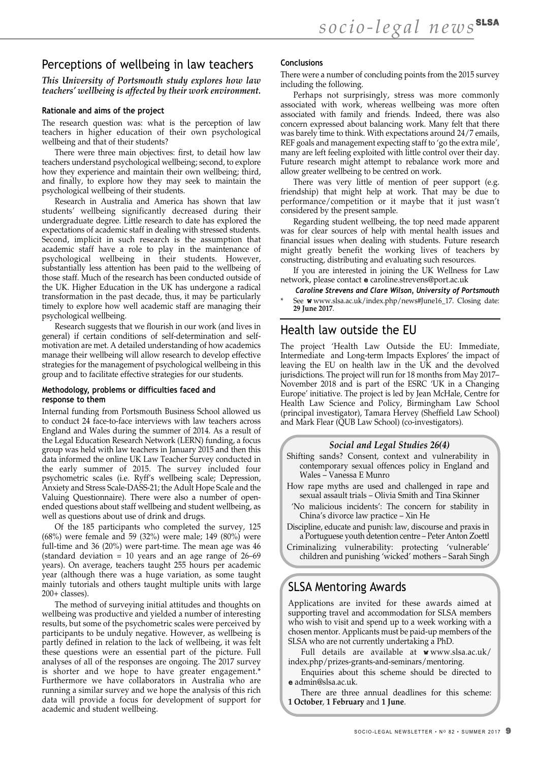## Perceptions of wellbeing in law teachers

***This University of Portsmouth study explores how law teachers' wellbeing is affected by their work environment.***

#### Rationale and aims of the project

The research question was: what is the perception of law teachers in higher education of their own psychological wellbeing and that of their students?

There were three main objectives: first, to detail how law teachers understand psychological wellbeing; second, to explore how they experience and maintain their own wellbeing; third, and finally, to explore how they may seek to maintain the psychological wellbeing of their students.

Research in Australia and America has shown that law students' wellbeing significantly decreased during their undergraduate degree. Little research to date has explored the expectations of academic staff in dealing with stressed students. Second, implicit in such research is the assumption that academic staff have a role to play in the maintenance of psychological wellbeing in their students. However, substantially less attention has been paid to the wellbeing of those staff. Much of the research has been conducted outside of the UK. Higher Education in the UK has undergone a radical transformation in the past decade, thus, it may be particularly timely to explore how well academic staff are managing their psychological wellbeing.

Research suggests that we flourish in our work (and lives in general) if certain conditions of self-determination and self-motivation are met. A detailed understanding of how academics manage their wellbeing will allow research to develop effective strategies for the management of psychological wellbeing in this group and to facilitate effective strategies for our students.

#### Methodology, problems or difficulties faced and response to them

Internal funding from Portsmouth Business School allowed us to conduct 24 face-to-face interviews with law teachers across England and Wales during the summer of 2014. As a result of the Legal Education Research Network (LERN) funding, a focus group was held with law teachers in January 2015 and then this data informed the online UK Law Teacher Survey conducted in the early summer of 2015. The survey included four psychometric scales (i.e. Ryff's wellbeing scale; Depression, Anxiety and Stress Scale-DASS-21; the Adult Hope Scale and the Valuing Questionnaire). There were also a number of open-ended questions about staff wellbeing and student wellbeing, as well as questions about use of drink and drugs.

Of the 185 participants who completed the survey, 125 (68%) were female and 59 (32%) were male; 149 (80%) were full-time and 36 (20%) were part-time. The mean age was 46 (standard deviation = 10 years and an age range of 26–69 years). On average, teachers taught 255 hours per academic year (although there was a huge variation, as some taught mainly tutorials and others taught multiple units with large 200+ classes).

The method of surveying initial attitudes and thoughts on wellbeing was productive and yielded a number of interesting results, but some of the psychometric scales were perceived by participants to be unduly negative. However, as wellbeing is partly defined in relation to the lack of wellbeing, it was felt these questions were an essential part of the picture. Full analyses of all of the responses are ongoing. The 2017 survey is shorter and we hope to have greater engagement.* Furthermore we have collaborators in Australia who are running a similar survey and we hope the analysis of this rich data will provide a focus for development of support for academic and student wellbeing.

#### Conclusions

There were a number of concluding points from the 2015 survey including the following.

Perhaps not surprisingly, stress was more commonly associated with work, whereas wellbeing was more often associated with family and friends. Indeed, there was also concern expressed about balancing work. Many felt that there was barely time to think. With expectations around 24/7 emails, REF goals and management expecting staff to 'go the extra mile', many are left feeling exploited with little control over their day. Future research might attempt to rebalance work more and allow greater wellbeing to be centred on work.

There was very little of mention of peer support (e.g. friendship) that might help at work. That may be due to performance/competition or it maybe that it just wasn't considered by the present sample.

Regarding student wellbeing, the top need made apparent was for clear sources of help with mental health issues and financial issues when dealing with students. Future research might greatly benefit the working lives of teachers by constructing, distributing and evaluating such resources.

If you are interested in joining the UK Wellness for Law network, please contact **e** caroline.strevens@port.ac.uk

***Caroline Strevens and Clare Wilson, University of Portsmouth***

\* See **w** www.slsa.ac.uk/index.php/news#June16_17. Closing date: **29 June 2017**.

## Health law outside the EU

The project 'Health Law Outside the EU: Immediate, Intermediate and Long-term Impacts Explores' the impact of leaving the EU on health law in the UK and the devolved jurisdictions. The project will run for 18 months from May 2017–November 2018 and is part of the ESRC 'UK in a Changing Europe' initiative. The project is led by Jean McHale, Centre for Health Law Science and Policy, Birmingham Law School (principal investigator), Tamara Hervey (Sheffield Law School) and Mark Flear (QUB Law School) (co-investigators).

### *Social and Legal Studies 26(4)*

Shifting sands? Consent, context and vulnerability in contemporary sexual offences policy in England and Wales – Vanessa E Munro

How rape myths are used and challenged in rape and sexual assault trials – Olivia Smith and Tina Skinner

'No malicious incidents': The concern for stability in China's divorce law practice – Xin He

Discipline, educate and punish: law, discourse and praxis in a Portuguese youth detention centre – Peter Anton Zoettl

Criminalizing vulnerability: protecting 'vulnerable' children and punishing 'wicked' mothers – Sarah Singh

## SLSA Mentoring Awards

Applications are invited for these awards aimed at supporting travel and accommodation for SLSA members who wish to visit and spend up to a week working with a chosen mentor. Applicants must be paid-up members of the SLSA who are not currently undertaking a PhD.

Full details are available at **w** www.slsa.ac.uk/index.php/prizes-grants-and-seminars/mentoring.

Enquiries about this scheme should be directed to **e** admin@slsa.ac.uk.

There are three annual deadlines for this scheme: **1 October**, **1 February** and **1 June**.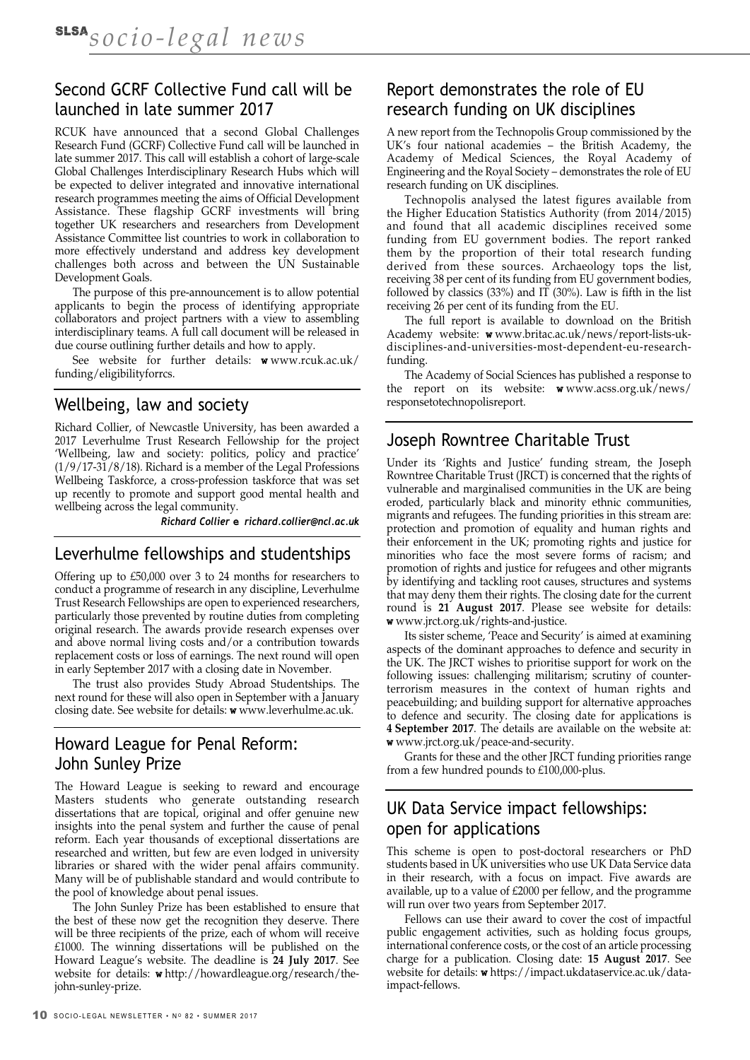## Second GCRF Collective Fund call will be launched in late summer 2017

RCUK have announced that a second Global Challenges Research Fund (GCRF) Collective Fund call will be launched in late summer 2017. This call will establish a cohort of large-scale Global Challenges Interdisciplinary Research Hubs which will be expected to deliver integrated and innovative international research programmes meeting the aims of Official Development Assistance. These flagship GCRF investments will bring together UK researchers and researchers from Development Assistance Committee list countries to work in collaboration to more effectively understand and address key development challenges both across and between the UN Sustainable Development Goals.

The purpose of this pre-announcement is to allow potential applicants to begin the process of identifying appropriate collaborators and project partners with a view to assembling interdisciplinary teams. A full call document will be released in due course outlining further details and how to apply.

See website for further details: **w** www.rcuk.ac.uk/funding/eligibilityforrcs.

## Wellbeing, law and society

Richard Collier, of Newcastle University, has been awarded a 2017 Leverhulme Trust Research Fellowship for the project 'Wellbeing, law and society: politics, policy and practice' (1/9/17-31/8/18). Richard is a member of the Legal Professions Wellbeing Taskforce, a cross-profession taskforce that was set up recently to promote and support good mental health and wellbeing across the legal community.

***Richard Collier* e *richard.collier@ncl.ac.uk***

## Leverhulme fellowships and studentships

Offering up to £50,000 over 3 to 24 months for researchers to conduct a programme of research in any discipline, Leverhulme Trust Research Fellowships are open to experienced researchers, particularly those prevented by routine duties from completing original research. The awards provide research expenses over and above normal living costs and/or a contribution towards replacement costs or loss of earnings. The next round will open in early September 2017 with a closing date in November.

The trust also provides Study Abroad Studentships. The next round for these will also open in September with a January closing date. See website for details: **w** www.leverhulme.ac.uk.

## Howard League for Penal Reform: John Sunley Prize

The Howard League is seeking to reward and encourage Masters students who generate outstanding research dissertations that are topical, original and offer genuine new insights into the penal system and further the cause of penal reform. Each year thousands of exceptional dissertations are researched and written, but few are even lodged in university libraries or shared with the wider penal affairs community. Many will be of publishable standard and would contribute to the pool of knowledge about penal issues.

The John Sunley Prize has been established to ensure that the best of these now get the recognition they deserve. There will be three recipients of the prize, each of whom will receive £1000. The winning dissertations will be published on the Howard League's website. The deadline is **24 July 2017**. See website for details: **w** http://howardleague.org/research/the-john-sunley-prize.

## Report demonstrates the role of EU research funding on UK disciplines

A new report from the Technopolis Group commissioned by the UK's four national academies – the British Academy, the Academy of Medical Sciences, the Royal Academy of Engineering and the Royal Society – demonstrates the role of EU research funding on UK disciplines.

Technopolis analysed the latest figures available from the Higher Education Statistics Authority (from 2014/2015) and found that all academic disciplines received some funding from EU government bodies. The report ranked them by the proportion of their total research funding derived from these sources. Archaeology tops the list, receiving 38 per cent of its funding from EU government bodies, followed by classics (33%) and IT (30%). Law is fifth in the list receiving 26 per cent of its funding from the EU.

The full report is available to download on the British Academy website: **w** www.britac.ac.uk/news/report-lists-uk-disciplines-and-universities-most-dependent-eu-research-funding.

The Academy of Social Sciences has published a response to the report on its website: **w** www.acss.org.uk/news/responsetotechnopolisreport.

## Joseph Rowntree Charitable Trust

Under its 'Rights and Justice' funding stream, the Joseph Rowntree Charitable Trust (JRCT) is concerned that the rights of vulnerable and marginalised communities in the UK are being eroded, particularly black and minority ethnic communities, migrants and refugees. The funding priorities in this stream are: protection and promotion of equality and human rights and their enforcement in the UK; promoting rights and justice for minorities who face the most severe forms of racism; and promotion of rights and justice for refugees and other migrants by identifying and tackling root causes, structures and systems that may deny them their rights. The closing date for the current round is **21 August 2017**. Please see website for details: **w** www.jrct.org.uk/rights-and-justice.

Its sister scheme, 'Peace and Security' is aimed at examining aspects of the dominant approaches to defence and security in the UK. The JRCT wishes to prioritise support for work on the following issues: challenging militarism; scrutiny of counter-terrorism measures in the context of human rights and peacebuilding; and building support for alternative approaches to defence and security. The closing date for applications is **4 September 2017**. The details are available on the website at: **w** www.jrct.org.uk/peace-and-security.

Grants for these and the other JRCT funding priorities range from a few hundred pounds to £100,000-plus.

## UK Data Service impact fellowships: open for applications

This scheme is open to post-doctoral researchers or PhD students based in UK universities who use UK Data Service data in their research, with a focus on impact. Five awards are available, up to a value of £2000 per fellow, and the programme will run over two years from September 2017.

Fellows can use their award to cover the cost of impactful public engagement activities, such as holding focus groups, international conference costs, or the cost of an article processing charge for a publication. Closing date: **15 August 2017**. See website for details: **w** https://impact.ukdataservice.ac.uk/data-impact-fellows.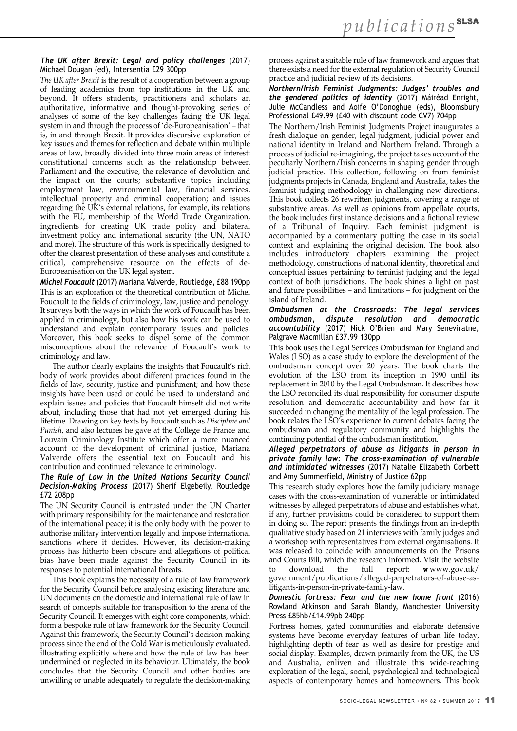### *The UK after Brexit: Legal and policy challenges* (2017) Michael Dougan (ed), Intersentia £29 300pp

*The UK after Brexit* is the result of a cooperation between a group of leading academics from top institutions in the UK and beyond. It offers students, practitioners and scholars an authoritative, informative and thought-provoking series of analyses of some of the key challenges facing the UK legal system in and through the process of 'de-Europeanisation' – that is, in and through Brexit. It provides discursive exploration of key issues and themes for reflection and debate within multiple areas of law, broadly divided into three main areas of interest: constitutional concerns such as the relationship between Parliament and the executive, the relevance of devolution and the impact on the courts; substantive topics including employment law, environmental law, financial services, intellectual property and criminal cooperation; and issues regarding the UK's external relations, for example, its relations with the EU, membership of the World Trade Organization, ingredients for creating UK trade policy and bilateral investment policy and international security (the UN, NATO and more). The structure of this work is specifically designed to offer the clearest presentation of these analyses and constitute a critical, comprehensive resource on the effects of de-Europeanisation on the UK legal system.

### *Michel Foucault* (2017) Mariana Valverde, Routledge, £88 190pp

This is an exploration of the theoretical contribution of Michel Foucault to the fields of criminology, law, justice and penology. It surveys both the ways in which the work of Foucault has been applied in criminology, but also how his work can be used to understand and explain contemporary issues and policies. Moreover, this book seeks to dispel some of the common misconceptions about the relevance of Foucault's work to criminology and law.

The author clearly explains the insights that Foucault's rich body of work provides about different practices found in the fields of law, security, justice and punishment; and how these insights have been used or could be used to understand and explain issues and policies that Foucault himself did not write about, including those that had not yet emerged during his lifetime. Drawing on key texts by Foucault such as *Discipline and Punish*, and also lectures he gave at the College de France and Louvain Criminology Institute which offer a more nuanced account of the development of criminal justice, Mariana Valverde offers the essential text on Foucault and his contribution and continued relevance to criminology.

### *The Rule of Law in the United Nations Security Council Decision-Making Process* (2017) Sherif Elgebeily, Routledge £72 208pp

The UN Security Council is entrusted under the UN Charter with primary responsibility for the maintenance and restoration of the international peace; it is the only body with the power to authorise military intervention legally and impose international sanctions where it decides. However, its decision-making process has hitherto been obscure and allegations of political bias have been made against the Security Council in its responses to potential international threats.

This book explains the necessity of a rule of law framework for the Security Council before analysing existing literature and UN documents on the domestic and international rule of law in search of concepts suitable for transposition to the arena of the Security Council. It emerges with eight core components, which form a bespoke rule of law framework for the Security Council. Against this framework, the Security Council's decision-making process since the end of the Cold War is meticulously evaluated, illustrating explicitly where and how the rule of law has been undermined or neglected in its behaviour. Ultimately, the book concludes that the Security Council and other bodies are unwilling or unable adequately to regulate the decision-making process against a suitable rule of law framework and argues that there exists a need for the external regulation of Security Council practice and judicial review of its decisions.

### *Northern/Irish Feminist Judgments: Judges' troubles and the gendered politics of identity* (2017) Máiréad Enright, Julie McCandless and Aoife O'Donoghue (eds), Bloomsbury Professional £49.99 (£40 with discount code CV7) 704pp

The Northern/Irish Feminist Judgments Project inaugurates a fresh dialogue on gender, legal judgment, judicial power and national identity in Ireland and Northern Ireland. Through a process of judicial re-imagining, the project takes account of the peculiarly Northern/Irish concerns in shaping gender through judicial practice. This collection, following on from feminist judgments projects in Canada, England and Australia, takes the feminist judging methodology in challenging new directions. This book collects 26 rewritten judgments, covering a range of substantive areas. As well as opinions from appellate courts, the book includes first instance decisions and a fictional review of a Tribunal of Inquiry. Each feminist judgment is accompanied by a commentary putting the case in its social context and explaining the original decision. The book also includes introductory chapters examining the project methodology, constructions of national identity, theoretical and conceptual issues pertaining to feminist judging and the legal context of both jurisdictions. The book shines a light on past and future possibilities – and limitations – for judgment on the island of Ireland.

### *Ombudsmen at the Crossroads: The legal services ombudsman, dispute resolution and democratic accountability* (2017) Nick O'Brien and Mary Seneviratne, Palgrave Macmillan £37.99 130pp

This book uses the Legal Services Ombudsman for England and Wales (LSO) as a case study to explore the development of the ombudsman concept over 20 years. The book charts the evolution of the LSO from its inception in 1990 until its replacement in 2010 by the Legal Ombudsman. It describes how the LSO reconciled its dual responsibility for consumer dispute resolution and democratic accountability and how far it succeeded in changing the mentality of the legal profession. The book relates the LSO's experience to current debates facing the ombudsman and regulatory community and highlights the continuing potential of the ombudsman institution.

### *Alleged perpetrators of abuse as litigants in person in private family law: The cross-examination of vulnerable and intimidated witnesses* (2017) Natalie Elizabeth Corbett and Amy Summerfield, Ministry of Justice 62pp

This research study explores how the family judiciary manage cases with the cross-examination of vulnerable or intimidated witnesses by alleged perpetrators of abuse and establishes what, if any, further provisions could be considered to support them in doing so. The report presents the findings from an in-depth qualitative study based on 21 interviews with family judges and a workshop with representatives from external organisations. It was released to coincide with announcements on the Prisons and Courts Bill, which the research informed. Visit the website to download the full report: **w** www.gov.uk/government/publications/alleged-perpetrators-of-abuse-as-litigants-in-person-in-private-family-law.

### *Domestic fortress: Fear and the new home front* (2016) Rowland Atkinson and Sarah Blandy, Manchester University Press £85hb/£14.99pb 240pp

Fortress homes, gated communities and elaborate defensive systems have become everyday features of urban life today, highlighting depth of fear as well as desire for prestige and social display. Examples, drawn primarily from the UK, the US and Australia, enliven and illustrate this wide-reaching exploration of the legal, social, psychological and technological aspects of contemporary homes and homeowners. This book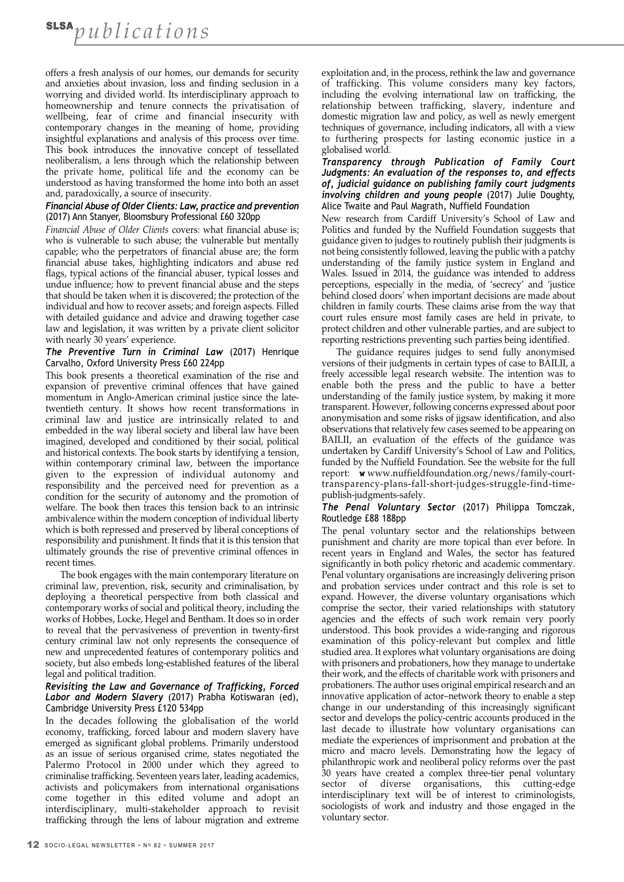offers a fresh analysis of our homes, our demands for security and anxieties about invasion, loss and finding seclusion in a worrying and divided world. Its interdisciplinary approach to homeownership and tenure connects the privatisation of wellbeing, fear of crime and financial insecurity with contemporary changes in the meaning of home, providing insightful explanations and analysis of this process over time. This book introduces the innovative concept of tessellated neoliberalism, a lens through which the relationship between the private home, political life and the economy can be understood as having transformed the home into both an asset and, paradoxically, a source of insecurity.

### *Financial Abuse of Older Clients: Law, practice and prevention* (2017) Ann Stanyer, Bloomsbury Professional £60 320pp

*Financial Abuse of Older Clients* covers: what financial abuse is; who is vulnerable to such abuse; the vulnerable but mentally capable; who the perpetrators of financial abuse are; the form financial abuse takes, highlighting indicators and abuse red flags, typical actions of the financial abuser, typical losses and undue influence; how to prevent financial abuse and the steps that should be taken when it is discovered; the protection of the individual and how to recover assets; and foreign aspects. Filled with detailed guidance and advice and drawing together case law and legislation, it was written by a private client solicitor with nearly 30 years' experience.

### *The Preventive Turn in Criminal Law* (2017) Henrique Carvalho, Oxford University Press £60 224pp

This book presents a theoretical examination of the rise and expansion of preventive criminal offences that have gained momentum in Anglo-American criminal justice since the late-twentieth century. It shows how recent transformations in criminal law and justice are intrinsically related to and embedded in the way liberal society and liberal law have been imagined, developed and conditioned by their social, political and historical contexts. The book starts by identifying a tension, within contemporary criminal law, between the importance given to the expression of individual autonomy and responsibility and the perceived need for prevention as a condition for the security of autonomy and the promotion of welfare. The book then traces this tension back to an intrinsic ambivalence within the modern conception of individual liberty which is both repressed and preserved by liberal conceptions of responsibility and punishment. It finds that it is this tension that ultimately grounds the rise of preventive criminal offences in recent times.

The book engages with the main contemporary literature on criminal law, prevention, risk, security and criminalisation, by deploying a theoretical perspective from both classical and contemporary works of social and political theory, including the works of Hobbes, Locke, Hegel and Bentham. It does so in order to reveal that the pervasiveness of prevention in twenty-first century criminal law not only represents the consequence of new and unprecedented features of contemporary politics and society, but also embeds long-established features of the liberal legal and political tradition.

### *Revisiting the Law and Governance of Trafficking, Forced Labor and Modern Slavery* (2017) Prabha Kotiswaran (ed), Cambridge University Press £120 534pp

In the decades following the globalisation of the world economy, trafficking, forced labour and modern slavery have emerged as significant global problems. Primarily understood as an issue of serious organised crime, states negotiated the Palermo Protocol in 2000 under which they agreed to criminalise trafficking. Seventeen years later, leading academics, activists and policymakers from international organisations come together in this edited volume and adopt an interdisciplinary, multi-stakeholder approach to revisit trafficking through the lens of labour migration and extreme exploitation and, in the process, rethink the law and governance of trafficking. This volume considers many key factors, including the evolving international law on trafficking, the relationship between trafficking, slavery, indenture and domestic migration law and policy, as well as newly emergent techniques of governance, including indicators, all with a view to furthering prospects for lasting economic justice in a globalised world.

### *Transparency through Publication of Family Court Judgments: An evaluation of the responses to, and effects of, judicial guidance on publishing family court judgments involving children and young people* (2017) Julie Doughty, Alice Twaite and Paul Magrath, Nuffield Foundation

New research from Cardiff University's School of Law and Politics and funded by the Nuffield Foundation suggests that guidance given to judges to routinely publish their judgments is not being consistently followed, leaving the public with a patchy understanding of the family justice system in England and Wales. Issued in 2014, the guidance was intended to address perceptions, especially in the media, of 'secrecy' and 'justice behind closed doors' when important decisions are made about children in family courts. These claims arise from the way that court rules ensure most family cases are held in private, to protect children and other vulnerable parties, and are subject to reporting restrictions preventing such parties being identified.

The guidance requires judges to send fully anonymised versions of their judgments in certain types of case to BAILII, a freely accessible legal research website. The intention was to enable both the press and the public to have a better understanding of the family justice system, by making it more transparent. However, following concerns expressed about poor anonymisation and some risks of jigsaw identification, and also observations that relatively few cases seemed to be appearing on BAILII, an evaluation of the effects of the guidance was undertaken by Cardiff University's School of Law and Politics, funded by the Nuffield Foundation. See the website for the full report: **w** www.nuffieldfoundation.org/news/family-court-transparency-plans-fall-short-judges-struggle-find-time-publish-judgments-safely.

### *The Penal Voluntary Sector* (2017) Philippa Tomczak, Routledge £88 188pp

The penal voluntary sector and the relationships between punishment and charity are more topical than ever before. In recent years in England and Wales, the sector has featured significantly in both policy rhetoric and academic commentary. Penal voluntary organisations are increasingly delivering prison and probation services under contract and this role is set to expand. However, the diverse voluntary organisations which comprise the sector, their varied relationships with statutory agencies and the effects of such work remain very poorly understood. This book provides a wide-ranging and rigorous examination of this policy-relevant but complex and little studied area. It explores what voluntary organisations are doing with prisoners and probationers, how they manage to undertake their work, and the effects of charitable work with prisoners and probationers. The author uses original empirical research and an innovative application of actor–network theory to enable a step change in our understanding of this increasingly significant sector and develops the policy-centric accounts produced in the last decade to illustrate how voluntary organisations can mediate the experiences of imprisonment and probation at the micro and macro levels. Demonstrating how the legacy of philanthropic work and neoliberal policy reforms over the past 30 years have created a complex three-tier penal voluntary sector of diverse organisations, this cutting-edge interdisciplinary text will be of interest to criminologists, sociologists of work and industry and those engaged in the voluntary sector.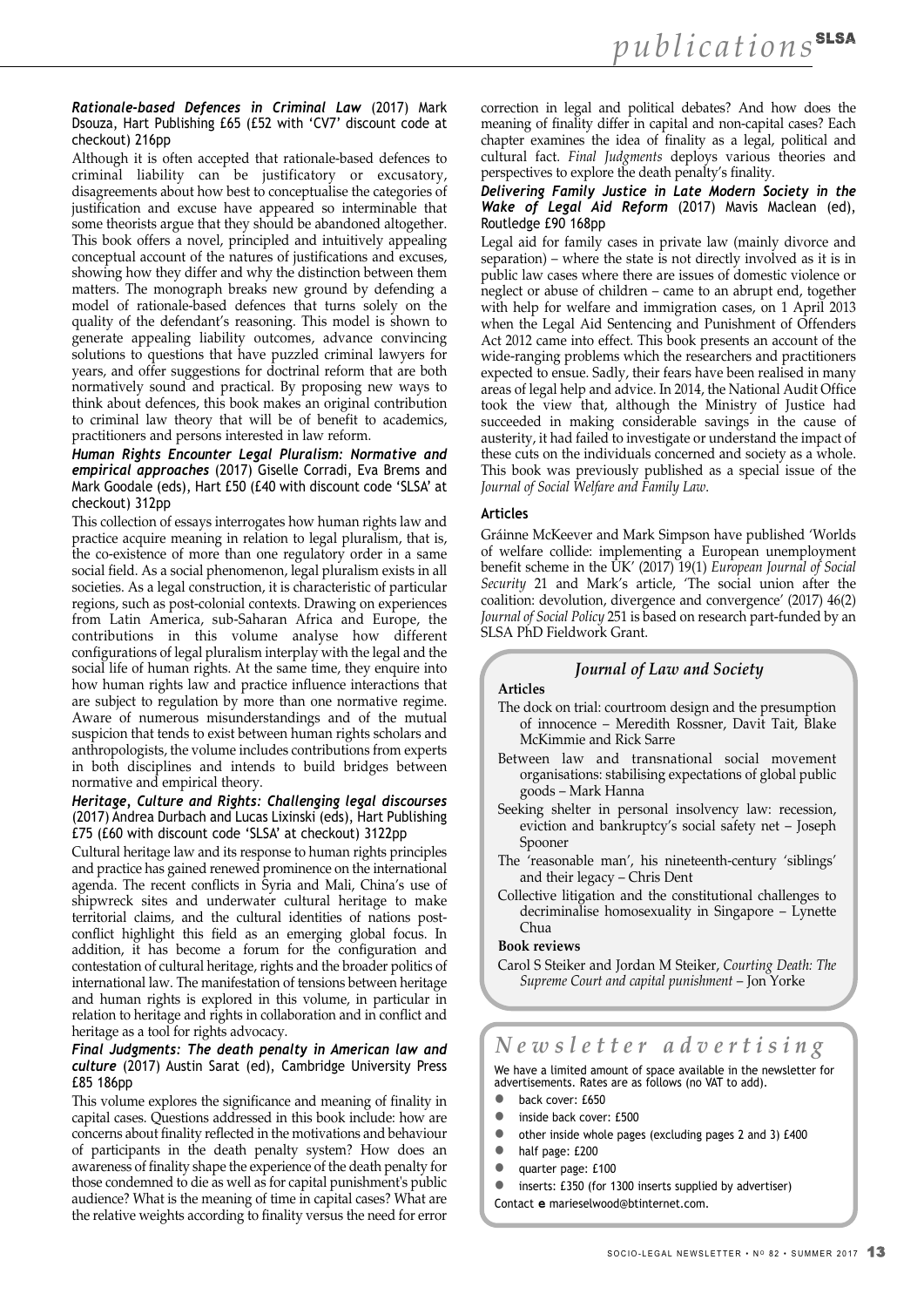***Rationale-based Defences in Criminal Law*** (2017) Mark Dsouza, Hart Publishing £65 (£52 with 'CV7' discount code at checkout) 216pp

Although it is often accepted that rationale-based defences to criminal liability can be justificatory or excusatory, disagreements about how best to conceptualise the categories of justification and excuse have appeared so interminable that some theorists argue that they should be abandoned altogether. This book offers a novel, principled and intuitively appealing conceptual account of the natures of justifications and excuses, showing how they differ and why the distinction between them matters. The monograph breaks new ground by defending a model of rationale-based defences that turns solely on the quality of the defendant's reasoning. This model is shown to generate appealing liability outcomes, advance convincing solutions to questions that have puzzled criminal lawyers for years, and offer suggestions for doctrinal reform that are both normatively sound and practical. By proposing new ways to think about defences, this book makes an original contribution to criminal law theory that will be of benefit to academics, practitioners and persons interested in law reform.

***Human Rights Encounter Legal Pluralism: Normative and empirical approaches*** (2017) Giselle Corradi, Eva Brems and Mark Goodale (eds), Hart £50 (£40 with discount code 'SLSA' at checkout) 312pp

This collection of essays interrogates how human rights law and practice acquire meaning in relation to legal pluralism, that is, the co-existence of more than one regulatory order in a same social field. As a social phenomenon, legal pluralism exists in all societies. As a legal construction, it is characteristic of particular regions, such as post-colonial contexts. Drawing on experiences from Latin America, sub-Saharan Africa and Europe, the contributions in this volume analyse how different configurations of legal pluralism interplay with the legal and the social life of human rights. At the same time, they enquire into how human rights law and practice influence interactions that are subject to regulation by more than one normative regime. Aware of numerous misunderstandings and of the mutual suspicion that tends to exist between human rights scholars and anthropologists, the volume includes contributions from experts in both disciplines and intends to build bridges between normative and empirical theory.

***Heritage, Culture and Rights: Challenging legal discourses*** (2017) Andrea Durbach and Lucas Lixinski (eds), Hart Publishing £75 (£60 with discount code 'SLSA' at checkout) 3122pp

Cultural heritage law and its response to human rights principles and practice has gained renewed prominence on the international agenda. The recent conflicts in Syria and Mali, China's use of shipwreck sites and underwater cultural heritage to make territorial claims, and the cultural identities of nations post-conflict highlight this field as an emerging global focus. In addition, it has become a forum for the configuration and contestation of cultural heritage, rights and the broader politics of international law. The manifestation of tensions between heritage and human rights is explored in this volume, in particular in relation to heritage and rights in collaboration and in conflict and heritage as a tool for rights advocacy.

***Final Judgments: The death penalty in American law and culture*** (2017) Austin Sarat (ed), Cambridge University Press £85 186pp

This volume explores the significance and meaning of finality in capital cases. Questions addressed in this book include: how are concerns about finality reflected in the motivations and behaviour of participants in the death penalty system? How does an awareness of finality shape the experience of the death penalty for those condemned to die as well as for capital punishment's public audience? What is the meaning of time in capital cases? What are the relative weights according to finality versus the need for error correction in legal and political debates? And how does the meaning of finality differ in capital and non-capital cases? Each chapter examines the idea of finality as a legal, political and cultural fact. *Final Judgments* deploys various theories and perspectives to explore the death penalty's finality.

***Delivering Family Justice in Late Modern Society in the Wake of Legal Aid Reform*** (2017) Mavis Maclean (ed), Routledge £90 168pp

Legal aid for family cases in private law (mainly divorce and separation) – where the state is not directly involved as it is in public law cases where there are issues of domestic violence or neglect or abuse of children – came to an abrupt end, together with help for welfare and immigration cases, on 1 April 2013 when the Legal Aid Sentencing and Punishment of Offenders Act 2012 came into effect. This book presents an account of the wide-ranging problems which the researchers and practitioners expected to ensue. Sadly, their fears have been realised in many areas of legal help and advice. In 2014, the National Audit Office took the view that, although the Ministry of Justice had succeeded in making considerable savings in the cause of austerity, it had failed to investigate or understand the impact of these cuts on the individuals concerned and society as a whole. This book was previously published as a special issue of the *Journal of Social Welfare and Family Law*.

### Articles

Gráinne McKeever and Mark Simpson have published 'Worlds of welfare collide: implementing a European unemployment benefit scheme in the UK' (2017) 19(1) *European Journal of Social Security* 21 and Mark's article, 'The social union after the coalition: devolution, divergence and convergence' (2017) 46(2) *Journal of Social Policy* 251 is based on research part-funded by an SLSA PhD Fieldwork Grant.

### *Journal of Law and Society*

**Articles**

The dock on trial: courtroom design and the presumption of innocence – Meredith Rossner, Davit Tait, Blake McKimmie and Rick Sarre

Between law and transnational social movement organisations: stabilising expectations of global public goods – Mark Hanna

Seeking shelter in personal insolvency law: recession, eviction and bankruptcy's social safety net – Joseph Spooner

The 'reasonable man', his nineteenth-century 'siblings' and their legacy – Chris Dent

Collective litigation and the constitutional challenges to decriminalise homosexuality in Singapore – Lynette Chua

**Book reviews**

Carol S Steiker and Jordan M Steiker, *Courting Death: The Supreme Court and capital punishment* – Jon Yorke

## *Newsletter advertising*

We have a limited amount of space available in the newsletter for advertisements. Rates are as follows (no VAT to add).

- back cover: £650
- inside back cover: £500
- other inside whole pages (excluding pages 2 and 3) £400
- half page: £200
- quarter page: £100
- inserts: £350 (for 1300 inserts supplied by advertiser)

Contact **e** marieselwood@btinternet.com.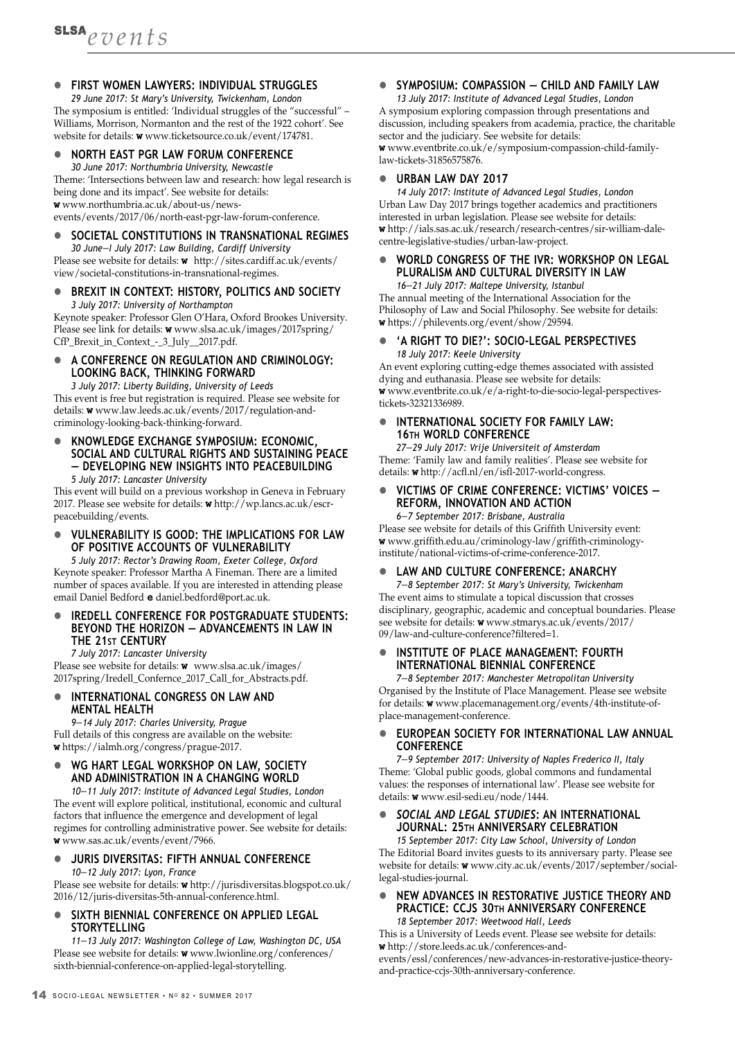# SLSA *events*

## FIRST WOMEN LAWYERS: INDIVIDUAL STRUGGLES

*29 June 2017: St Mary's University, Twickenham, London*

The symposium is entitled: 'Individual struggles of the "successful" – Williams, Morrison, Normanton and the rest of the 1922 cohort'. See website for details: **w** www.ticketsource.co.uk/event/174781.

## NORTH EAST PGR LAW FORUM CONFERENCE

*30 June 2017: Northumbria University, Newcastle*

Theme: 'Intersections between law and research: how legal research is being done and its impact'. See website for details: **w** www.northumbria.ac.uk/about-us/news-events/events/2017/06/north-east-pgr-law-forum-conference.

## SOCIETAL CONSTITUTIONS IN TRANSNATIONAL REGIMES

*30 June–1 July 2017: Law Building, Cardiff University*

Please see website for details: **w** http://sites.cardiff.ac.uk/events/view/societal-constitutions-in-transnational-regimes.

## BREXIT IN CONTEXT: HISTORY, POLITICS AND SOCIETY

*3 July 2017: University of Northampton*

Keynote speaker: Professor Glen O'Hara, Oxford Brookes University. Please see link for details: **w** www.slsa.ac.uk/images/2017spring/CfP_Brexit_in_Context_-_3_July__2017.pdf.

## A CONFERENCE ON REGULATION AND CRIMINOLOGY: LOOKING BACK, THINKING FORWARD

*3 July 2017: Liberty Building, University of Leeds*

This event is free but registration is required. Please see website for details: **w** www.law.leeds.ac.uk/events/2017/regulation-and-criminology-looking-back-thinking-forward.

## KNOWLEDGE EXCHANGE SYMPOSIUM: ECONOMIC, SOCIAL AND CULTURAL RIGHTS AND SUSTAINING PEACE – DEVELOPING NEW INSIGHTS INTO PEACEBUILDING

*5 July 2017: Lancaster University*

This event will build on a previous workshop in Geneva in February 2017. Please see website for details: **w** http://wp.lancs.ac.uk/escr-peacebuilding/events.

## VULNERABILITY IS GOOD: THE IMPLICATIONS FOR LAW OF POSITIVE ACCOUNTS OF VULNERABILITY

*5 July 2017: Rector's Drawing Room, Exeter College, Oxford*

Keynote speaker: Professor Martha A Fineman. There are a limited number of spaces available. If you are interested in attending please email Daniel Bedford **e** daniel.bedford@port.ac.uk.

## IREDELL CONFERENCE FOR POSTGRADUATE STUDENTS: BEYOND THE HORIZON – ADVANCEMENTS IN LAW IN THE 21ST CENTURY

*7 July 2017: Lancaster University*

Please see website for details: **w** www.slsa.ac.uk/images/2017spring/Iredell_Confernce_2017_Call_for_Abstracts.pdf.

## INTERNATIONAL CONGRESS ON LAW AND MENTAL HEALTH

*9–14 July 2017: Charles University, Prague*

Full details of this congress are available on the website: **w** https://ialmh.org/congress/prague-2017.

## WG HART LEGAL WORKSHOP ON LAW, SOCIETY AND ADMINISTRATION IN A CHANGING WORLD

*10–11 July 2017: Institute of Advanced Legal Studies, London*

The event will explore political, institutional, economic and cultural factors that influence the emergence and development of legal regimes for controlling administrative power. See website for details: **w** www.sas.ac.uk/events/event/7966.

## JURIS DIVERSITAS: FIFTH ANNUAL CONFERENCE

*10–12 July 2017: Lyon, France*

Please see website for details: **w** http://jurisdiversitas.blogspot.co.uk/2016/12/juris-diversitas-5th-annual-conference.html.

## SIXTH BIENNIAL CONFERENCE ON APPLIED LEGAL STORYTELLING

*11–13 July 2017: Washington College of Law, Washington DC, USA*

Please see website for details: **w** www.lwionline.org/conferences/sixth-biennial-conference-on-applied-legal-storytelling.

## SYMPOSIUM: COMPASSION – CHILD AND FAMILY LAW

*13 July 2017: Institute of Advanced Legal Studies, London*

A symposium exploring compassion through presentations and discussion, including speakers from academia, practice, the charitable sector and the judiciary. See website for details: **w** www.eventbrite.co.uk/e/symposium-compassion-child-family-law-tickets-31856575876.

## URBAN LAW DAY 2017

*14 July 2017: Institute of Advanced Legal Studies, London*

Urban Law Day 2017 brings together academics and practitioners interested in urban legislation. Please see website for details: **w** http://ials.sas.ac.uk/research/research-centres/sir-william-dale-centre-legislative-studies/urban-law-project.

## WORLD CONGRESS OF THE IVR: WORKSHOP ON LEGAL PLURALISM AND CULTURAL DIVERSITY IN LAW

*16–21 July 2017: Maltepe University, Istanbul*

The annual meeting of the International Association for the Philosophy of Law and Social Philosophy. See website for details: **w** https://philevents.org/event/show/29594.

## 'A RIGHT TO DIE?': SOCIO-LEGAL PERSPECTIVES

*18 July 2017: Keele University*

An event exploring cutting-edge themes associated with assisted dying and euthanasia. Please see website for details: **w** www.eventbrite.co.uk/e/a-right-to-die-socio-legal-perspectives-tickets-32321336989.

## INTERNATIONAL SOCIETY FOR FAMILY LAW: 16TH WORLD CONFERENCE

*27–29 July 2017: Vrije Universiteit of Amsterdam*

Theme: 'Family law and family realities'. Please see website for details: **w** http://acfl.nl/en/isfl-2017-world-congress.

## VICTIMS OF CRIME CONFERENCE: VICTIMS' VOICES – REFORM, INNOVATION AND ACTION

*6–7 September 2017: Brisbane, Australia*

Please see website for details of this Griffith University event: **w** www.griffith.edu.au/criminology-law/griffith-criminology-institute/national-victims-of-crime-conference-2017.

## LAW AND CULTURE CONFERENCE: ANARCHY

*7–8 September 2017: St Mary's University, Twickenham*

The event aims to stimulate a topical discussion that crosses disciplinary, geographic, academic and conceptual boundaries. Please see website for details: **w** www.stmarys.ac.uk/events/2017/09/law-and-culture-conference?filtered=1.

## INSTITUTE OF PLACE MANAGEMENT: FOURTH INTERNATIONAL BIENNIAL CONFERENCE

*7–8 September 2017: Manchester Metropolitan University*

Organised by the Institute of Place Management. Please see website for details: **w** www.placemanagement.org/events/4th-institute-of-place-management-conference.

## EUROPEAN SOCIETY FOR INTERNATIONAL LAW ANNUAL CONFERENCE

*7–9 September 2017: University of Naples Frederico II, Italy*

Theme: 'Global public goods, global commons and fundamental values: the responses of international law'. Please see website for details: **w** www.esil-sedi.eu/node/1444.

## *SOCIAL AND LEGAL STUDIES*: AN INTERNATIONAL JOURNAL: 25TH ANNIVERSARY CELEBRATION

*15 September 2017: City Law School, University of London*

The Editorial Board invites guests to its anniversary party. Please see website for details: **w** www.city.ac.uk/events/2017/september/social-legal-studies-journal.

## NEW ADVANCES IN RESTORATIVE JUSTICE THEORY AND PRACTICE: CCJS 30TH ANNIVERSARY CONFERENCE

*18 September 2017: Weetwood Hall, Leeds*

This is a University of Leeds event. Please see website for details: **w** http://store.leeds.ac.uk/conferences-and-events/essl/conferences/new-advances-in-restorative-justice-theory-and-practice-ccjs-30th-anniversary-conference.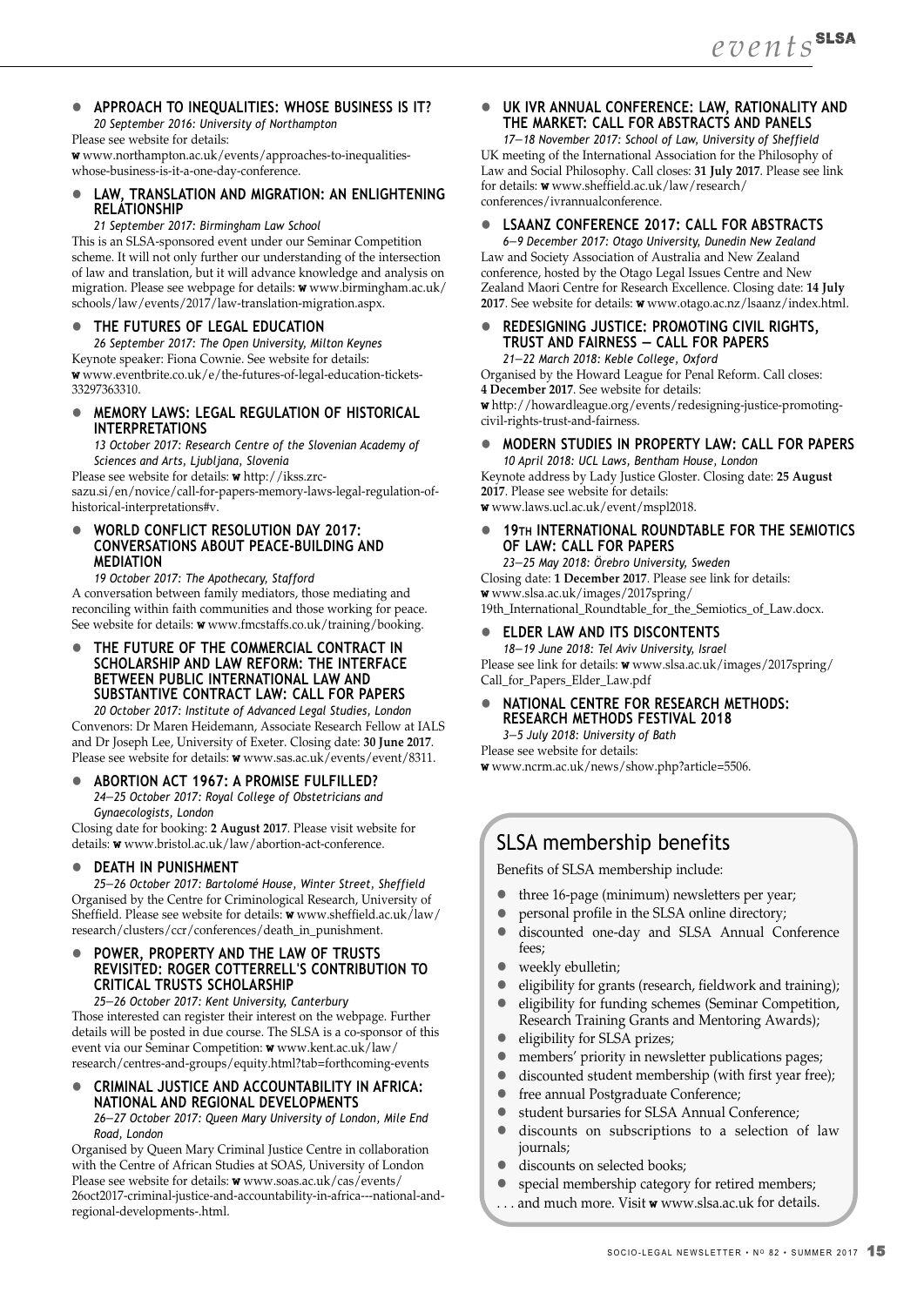- **APPROACH TO INEQUALITIES: WHOSE BUSINESS IS IT?**
  *20 September 2016: University of Northampton*
  Please see website for details:
  **w** www.northampton.ac.uk/events/approaches-to-inequalities-whose-business-is-it-a-one-day-conference.

- **LAW, TRANSLATION AND MIGRATION: AN ENLIGHTENING RELATIONSHIP**
  *21 September 2017: Birmingham Law School*
  This is an SLSA-sponsored event under our Seminar Competition scheme. It will not only further our understanding of the intersection of law and translation, but it will advance knowledge and analysis on migration. Please see webpage for details: **w** www.birmingham.ac.uk/schools/law/events/2017/law-translation-migration.aspx.

- **THE FUTURES OF LEGAL EDUCATION**
  *26 September 2017: The Open University, Milton Keynes*
  Keynote speaker: Fiona Cownie. See website for details:
  **w** www.eventbrite.co.uk/e/the-futures-of-legal-education-tickets-33297363310.

- **MEMORY LAWS: LEGAL REGULATION OF HISTORICAL INTERPRETATIONS**
  *13 October 2017: Research Centre of the Slovenian Academy of Sciences and Arts, Ljubljana, Slovenia*
  Please see website for details: **w** http://ikss.zrc-sazu.si/en/novice/call-for-papers-memory-laws-legal-regulation-of-historical-interpretations#v.

- **WORLD CONFLICT RESOLUTION DAY 2017: CONVERSATIONS ABOUT PEACE-BUILDING AND MEDIATION**
  *19 October 2017: The Apothecary, Stafford*
  A conversation between family mediators, those mediating and reconciling within faith communities and those working for peace. See website for details: **w** www.fmcstaffs.co.uk/training/booking.

- **THE FUTURE OF THE COMMERCIAL CONTRACT IN SCHOLARSHIP AND LAW REFORM: THE INTERFACE BETWEEN PUBLIC INTERNATIONAL LAW AND SUBSTANTIVE CONTRACT LAW: CALL FOR PAPERS**
  *20 October 2017: Institute of Advanced Legal Studies, London*
  Convenors: Dr Maren Heidemann, Associate Research Fellow at IALS and Dr Joseph Lee, University of Exeter. Closing date: **30 June 2017**. Please see website for details: **w** www.sas.ac.uk/events/event/8311.

- **ABORTION ACT 1967: A PROMISE FULFILLED?**
  *24–25 October 2017: Royal College of Obstetricians and Gynaecologists, London*
  Closing date for booking: **2 August 2017**. Please visit website for details: **w** www.bristol.ac.uk/law/abortion-act-conference.

- **DEATH IN PUNISHMENT**
  *25–26 October 2017: Bartolomé House, Winter Street, Sheffield*
  Organised by the Centre for Criminological Research, University of Sheffield. Please see website for details: **w** www.sheffield.ac.uk/law/research/clusters/ccr/conferences/death_in_punishment.

- **POWER, PROPERTY AND THE LAW OF TRUSTS REVISITED: ROGER COTTERRELL'S CONTRIBUTION TO CRITICAL TRUSTS SCHOLARSHIP**
  *25–26 October 2017: Kent University, Canterbury*
  Those interested can register their interest on the webpage. Further details will be posted in due course. The SLSA is a co-sponsor of this event via our Seminar Competition: **w** www.kent.ac.uk/law/research/centres-and-groups/equity.html?tab=forthcoming-events

- **CRIMINAL JUSTICE AND ACCOUNTABILITY IN AFRICA: NATIONAL AND REGIONAL DEVELOPMENTS**
  *26–27 October 2017: Queen Mary University of London, Mile End Road, London*
  Organised by Queen Mary Criminal Justice Centre in collaboration with the Centre of African Studies at SOAS, University of London Please see website for details: **w** www.soas.ac.uk/cas/events/26oct2017-criminal-justice-and-accountability-in-africa---national-and-regional-developments-.html.

- **UK IVR ANNUAL CONFERENCE: LAW, RATIONALITY AND THE MARKET: CALL FOR ABSTRACTS AND PANELS**
  *17–18 November 2017: School of Law, University of Sheffield*
  UK meeting of the International Association for the Philosophy of Law and Social Philosophy. Call closes: **31 July 2017**. Please see link for details: **w** www.sheffield.ac.uk/law/research/conferences/ivrannualconference.

- **LSAANZ CONFERENCE 2017: CALL FOR ABSTRACTS**
  *6–9 December 2017: Otago University, Dunedin New Zealand*
  Law and Society Association of Australia and New Zealand conference, hosted by the Otago Legal Issues Centre and New Zealand Maori Centre for Research Excellence. Closing date: **14 July 2017**. See website for details: **w** www.otago.ac.nz/lsaanz/index.html.

- **REDESIGNING JUSTICE: PROMOTING CIVIL RIGHTS, TRUST AND FAIRNESS – CALL FOR PAPERS**
  *21–22 March 2018: Keble College, Oxford*
  Organised by the Howard League for Penal Reform. Call closes: **4 December 2017**. See website for details:
  **w** http://howardleague.org/events/redesigning-justice-promoting-civil-rights-trust-and-fairness.

- **MODERN STUDIES IN PROPERTY LAW: CALL FOR PAPERS**
  *10 April 2018: UCL Laws, Bentham House, London*
  Keynote address by Lady Justice Gloster. Closing date: **25 August 2017**. Please see website for details:
  **w** www.laws.ucl.ac.uk/event/mspl2018.

- **19TH INTERNATIONAL ROUNDTABLE FOR THE SEMIOTICS OF LAW: CALL FOR PAPERS**
  *23–25 May 2018: Örebro University, Sweden*
  Closing date: **1 December 2017**. Please see link for details:
  **w** www.slsa.ac.uk/images/2017spring/19th_International_Roundtable_for_the_Semiotics_of_Law.docx.

- **ELDER LAW AND ITS DISCONTENTS**
  *18–19 June 2018: Tel Aviv University, Israel*
  Please see link for details: **w** www.slsa.ac.uk/images/2017spring/Call_for_Papers_Elder_Law.pdf

- **NATIONAL CENTRE FOR RESEARCH METHODS: RESEARCH METHODS FESTIVAL 2018**
  *3–5 July 2018: University of Bath*
  Please see website for details:
  **w** www.ncrm.ac.uk/news/show.php?article=5506.

## SLSA membership benefits

Benefits of SLSA membership include:

- three 16-page (minimum) newsletters per year;
- personal profile in the SLSA online directory;
- discounted one-day and SLSA Annual Conference fees;
- weekly ebulletin;
- eligibility for grants (research, fieldwork and training);
- eligibility for funding schemes (Seminar Competition, Research Training Grants and Mentoring Awards);
- eligibility for SLSA prizes;
- members' priority in newsletter publications pages;
- discounted student membership (with first year free);
- free annual Postgraduate Conference;
- student bursaries for SLSA Annual Conference;
- discounts on subscriptions to a selection of law journals;
- discounts on selected books;
- special membership category for retired members;

. . . and much more. Visit **w** www.slsa.ac.uk for details.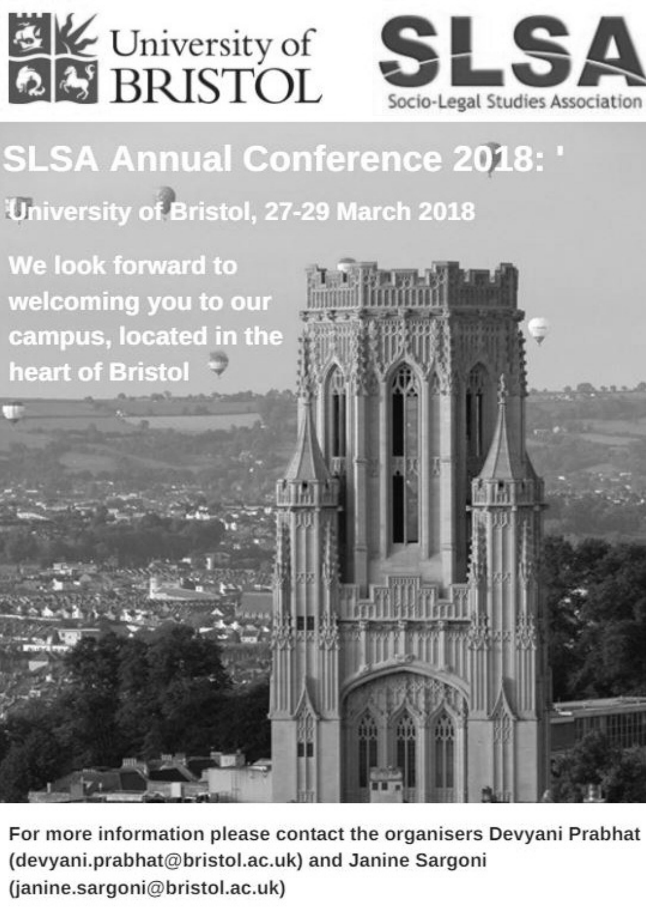University of BRISTOL

SLSA Socio-Legal Studies Association

# SLSA Annual Conference 2018: '

## University of Bristol, 27-29 March 2018

**We look forward to welcoming you to our campus, located in the heart of Bristol**

**For more information please contact the organisers Devyani Prabhat (devyani.prabhat@bristol.ac.uk) and Janine Sargoni (janine.sargoni@bristol.ac.uk)**